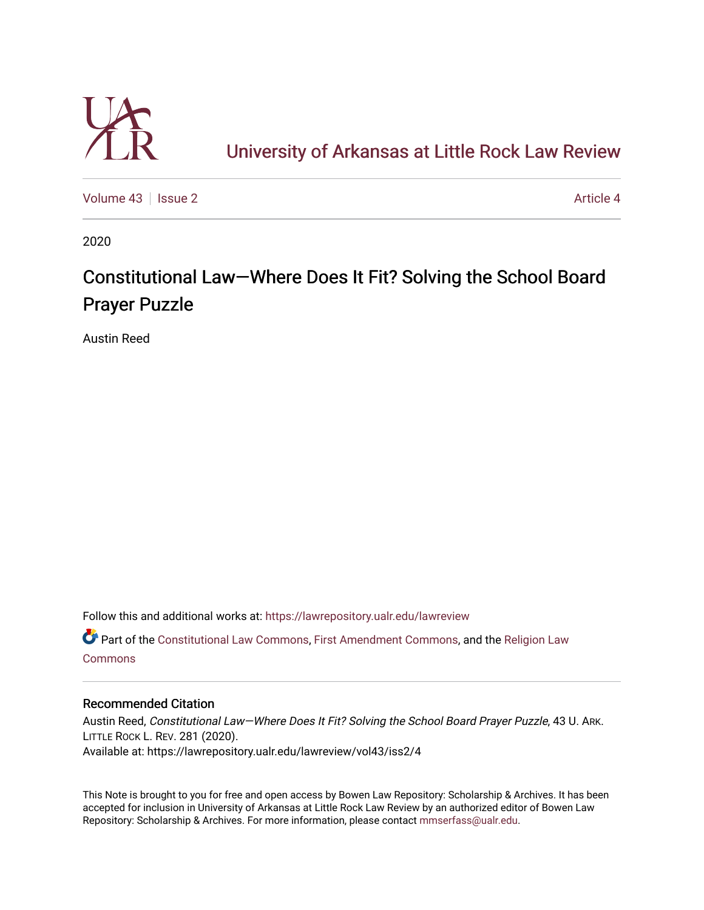# University of Arkansas at Little Rock Law Review

Volume 43 | Issue 2 Article 4

2020

## Constitutional Law—Where Does It Fit? Solving the School Board Prayer Puzzle

Austin Reed

Follow this and additional works at: https://lawrepository.ualr.edu/lawreview

Part of the Constitutional Law Commons, First Amendment Commons, and the Religion Law Commons

### Recommended Citation

Austin Reed, *Constitutional Law—Where Does It Fit? Solving the School Board Prayer Puzzle*, 43 U. ARK. LITTLE ROCK L. REV. 281 (2020).
Available at: https://lawrepository.ualr.edu/lawreview/vol43/iss2/4

This Note is brought to you for free and open access by Bowen Law Repository: Scholarship & Archives. It has been accepted for inclusion in University of Arkansas at Little Rock Law Review by an authorized editor of Bowen Law Repository: Scholarship & Archives. For more information, please contact mmserfass@ualr.edu.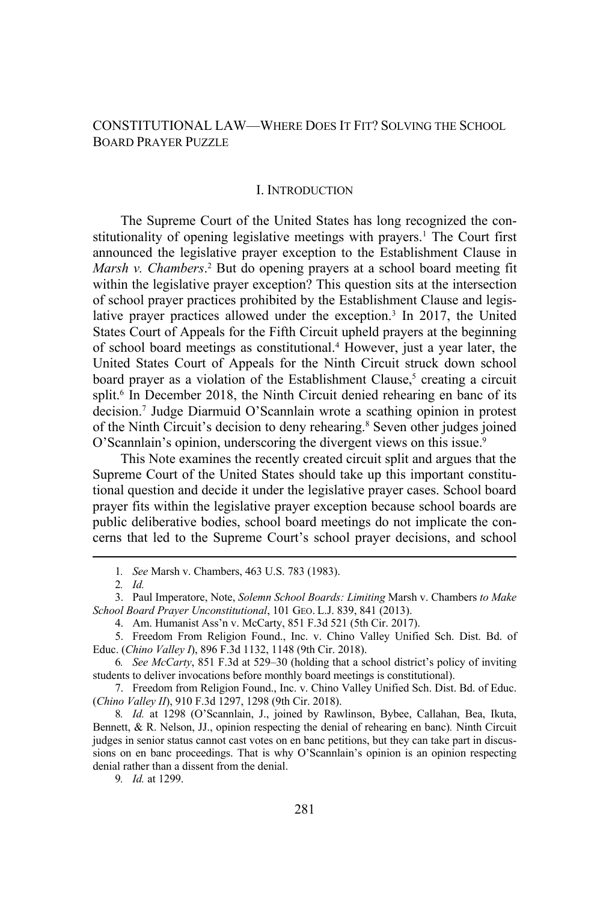CONSTITUTIONAL LAW—WHERE DOES IT FIT? SOLVING THE SCHOOL BOARD PRAYER PUZZLE

## I. INTRODUCTION

The Supreme Court of the United States has long recognized the constitutionality of opening legislative meetings with prayers.[1] The Court first announced the legislative prayer exception to the Establishment Clause in *Marsh v. Chambers*.[2] But do opening prayers at a school board meeting fit within the legislative prayer exception? This question sits at the intersection of school prayer practices prohibited by the Establishment Clause and legislative prayer practices allowed under the exception.[3] In 2017, the United States Court of Appeals for the Fifth Circuit upheld prayers at the beginning of school board meetings as constitutional.[4] However, just a year later, the United States Court of Appeals for the Ninth Circuit struck down school board prayer as a violation of the Establishment Clause,[5] creating a circuit split.[6] In December 2018, the Ninth Circuit denied rehearing en banc of its decision.[7] Judge Diarmuid O'Scannlain wrote a scathing opinion in protest of the Ninth Circuit's decision to deny rehearing.[8] Seven other judges joined O'Scannlain's opinion, underscoring the divergent views on this issue.[9]

This Note examines the recently created circuit split and argues that the Supreme Court of the United States should take up this important constitutional question and decide it under the legislative prayer cases. School board prayer fits within the legislative prayer exception because school boards are public deliberative bodies, school board meetings do not implicate the concerns that led to the Supreme Court's school prayer decisions, and school

---

1. *See* Marsh v. Chambers, 463 U.S. 783 (1983).

2. *Id.*

3. Paul Imperatore, Note, *Solemn School Boards: Limiting* Marsh v. Chambers *to Make School Board Prayer Unconstitutional*, 101 GEO. L.J. 839, 841 (2013).

4. Am. Humanist Ass'n v. McCarty, 851 F.3d 521 (5th Cir. 2017).

5. Freedom From Religion Found., Inc. v. Chino Valley Unified Sch. Dist. Bd. of Educ. (*Chino Valley I*), 896 F.3d 1132, 1148 (9th Cir. 2018).

6. *See McCarty*, 851 F.3d at 529–30 (holding that a school district's policy of inviting students to deliver invocations before monthly board meetings is constitutional).

7. Freedom from Religion Found., Inc. v. Chino Valley Unified Sch. Dist. Bd. of Educ. (*Chino Valley II*), 910 F.3d 1297, 1298 (9th Cir. 2018).

8. *Id.* at 1298 (O'Scannlain, J., joined by Rawlinson, Bybee, Callahan, Bea, Ikuta, Bennett, & R. Nelson, JJ., opinion respecting the denial of rehearing en banc). Ninth Circuit judges in senior status cannot cast votes on en banc petitions, but they can take part in discussions on en banc proceedings. That is why O'Scannlain's opinion is an opinion respecting denial rather than a dissent from the denial.

9. *Id.* at 1299.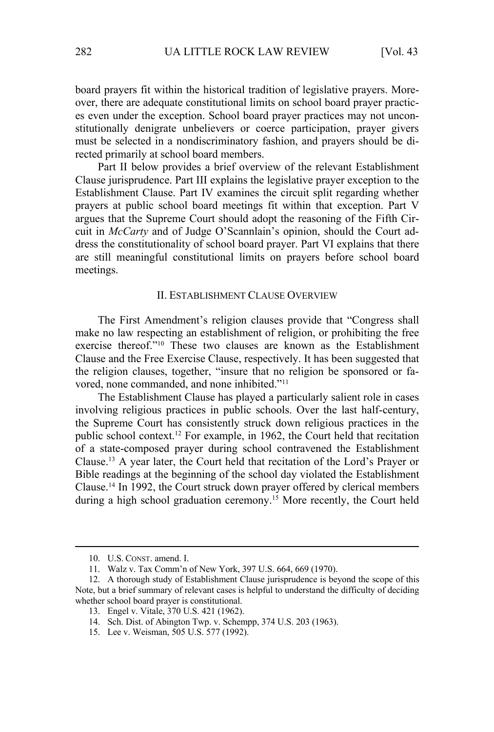board prayers fit within the historical tradition of legislative prayers. Moreover, there are adequate constitutional limits on school board prayer practices even under the exception. School board prayer practices may not unconstitutionally denigrate unbelievers or coerce participation, prayer givers must be selected in a nondiscriminatory fashion, and prayers should be directed primarily at school board members.

Part II below provides a brief overview of the relevant Establishment Clause jurisprudence. Part III explains the legislative prayer exception to the Establishment Clause. Part IV examines the circuit split regarding whether prayers at public school board meetings fit within that exception. Part V argues that the Supreme Court should adopt the reasoning of the Fifth Circuit in *McCarty* and of Judge O'Scannlain's opinion, should the Court address the constitutionality of school board prayer. Part VI explains that there are still meaningful constitutional limits on prayers before school board meetings.

## II. ESTABLISHMENT CLAUSE OVERVIEW

The First Amendment's religion clauses provide that "Congress shall make no law respecting an establishment of religion, or prohibiting the free exercise thereof."[10] These two clauses are known as the Establishment Clause and the Free Exercise Clause, respectively. It has been suggested that the religion clauses, together, "insure that no religion be sponsored or favored, none commanded, and none inhibited."[11]

The Establishment Clause has played a particularly salient role in cases involving religious practices in public schools. Over the last half-century, the Supreme Court has consistently struck down religious practices in the public school context.[12] For example, in 1962, the Court held that recitation of a state-composed prayer during school contravened the Establishment Clause.[13] A year later, the Court held that recitation of the Lord's Prayer or Bible readings at the beginning of the school day violated the Establishment Clause.[14] In 1992, the Court struck down prayer offered by clerical members during a high school graduation ceremony.[15] More recently, the Court held

---

10. U.S. CONST. amend. I.
11. Walz v. Tax Comm'n of New York, 397 U.S. 664, 669 (1970).
12. A thorough study of Establishment Clause jurisprudence is beyond the scope of this Note, but a brief summary of relevant cases is helpful to understand the difficulty of deciding whether school board prayer is constitutional.
13. Engel v. Vitale, 370 U.S. 421 (1962).
14. Sch. Dist. of Abington Twp. v. Schempp, 374 U.S. 203 (1963).
15. Lee v. Weisman, 505 U.S. 577 (1992).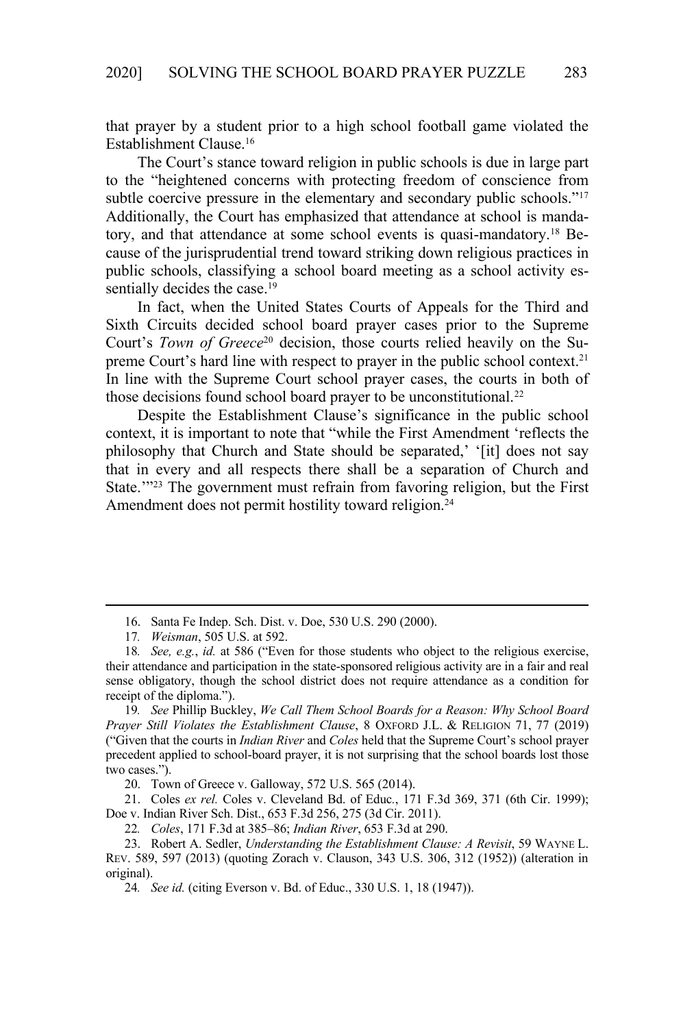that prayer by a student prior to a high school football game violated the Establishment Clause.[16]

The Court's stance toward religion in public schools is due in large part to the "heightened concerns with protecting freedom of conscience from subtle coercive pressure in the elementary and secondary public schools."[17] Additionally, the Court has emphasized that attendance at school is mandatory, and that attendance at some school events is quasi-mandatory.[18] Because of the jurisprudential trend toward striking down religious practices in public schools, classifying a school board meeting as a school activity essentially decides the case.[19]

In fact, when the United States Courts of Appeals for the Third and Sixth Circuits decided school board prayer cases prior to the Supreme Court's *Town of Greece*[20] decision, those courts relied heavily on the Supreme Court's hard line with respect to prayer in the public school context.[21] In line with the Supreme Court school prayer cases, the courts in both of those decisions found school board prayer to be unconstitutional.[22]

Despite the Establishment Clause's significance in the public school context, it is important to note that "while the First Amendment 'reflects the philosophy that Church and State should be separated,' '[it] does not say that in every and all respects there shall be a separation of Church and State.'"[23] The government must refrain from favoring religion, but the First Amendment does not permit hostility toward religion.[24]

---

16. Santa Fe Indep. Sch. Dist. v. Doe, 530 U.S. 290 (2000).

17. *Weisman*, 505 U.S. at 592.

18. *See, e.g.*, *id.* at 586 ("Even for those students who object to the religious exercise, their attendance and participation in the state-sponsored religious activity are in a fair and real sense obligatory, though the school district does not require attendance as a condition for receipt of the diploma.").

19. *See* Phillip Buckley, *We Call Them School Boards for a Reason: Why School Board Prayer Still Violates the Establishment Clause*, 8 OXFORD J.L. & RELIGION 71, 77 (2019) ("Given that the courts in *Indian River* and *Coles* held that the Supreme Court's school prayer precedent applied to school-board prayer, it is not surprising that the school boards lost those two cases.").

20. Town of Greece v. Galloway, 572 U.S. 565 (2014).

21. Coles *ex rel.* Coles v. Cleveland Bd. of Educ., 171 F.3d 369, 371 (6th Cir. 1999); Doe v. Indian River Sch. Dist., 653 F.3d 256, 275 (3d Cir. 2011).

22. *Coles*, 171 F.3d at 385–86; *Indian River*, 653 F.3d at 290.

23. Robert A. Sedler, *Understanding the Establishment Clause: A Revisit*, 59 WAYNE L. REV. 589, 597 (2013) (quoting Zorach v. Clauson, 343 U.S. 306, 312 (1952)) (alteration in original).

24. *See id.* (citing Everson v. Bd. of Educ., 330 U.S. 1, 18 (1947)).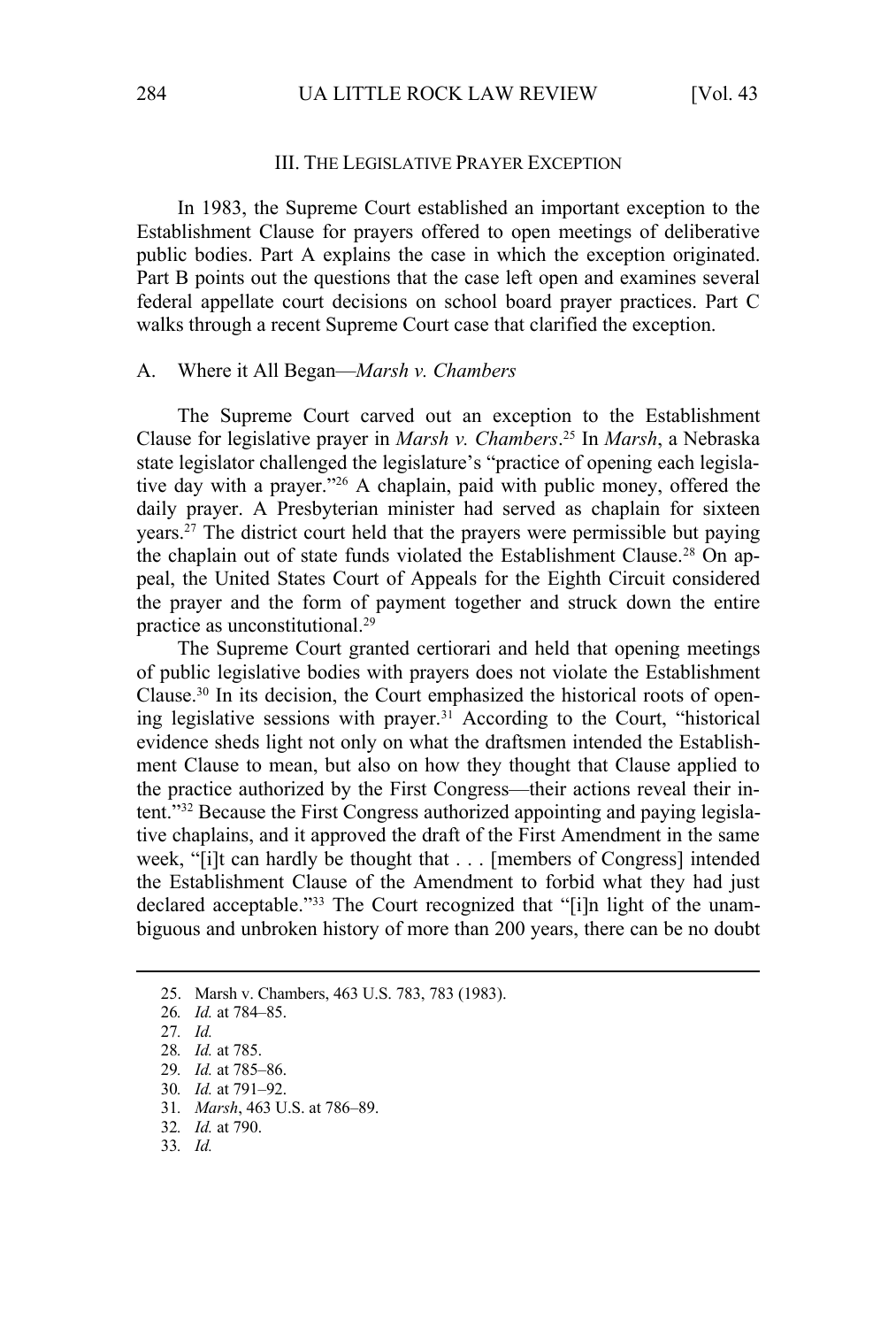## III. THE LEGISLATIVE PRAYER EXCEPTION

In 1983, the Supreme Court established an important exception to the Establishment Clause for prayers offered to open meetings of deliberative public bodies. Part A explains the case in which the exception originated. Part B points out the questions that the case left open and examines several federal appellate court decisions on school board prayer practices. Part C walks through a recent Supreme Court case that clarified the exception.

### A. Where it All Began—*Marsh v. Chambers*

The Supreme Court carved out an exception to the Establishment Clause for legislative prayer in *Marsh v. Chambers*.[25] In *Marsh*, a Nebraska state legislator challenged the legislature's "practice of opening each legislative day with a prayer."[26] A chaplain, paid with public money, offered the daily prayer. A Presbyterian minister had served as chaplain for sixteen years.[27] The district court held that the prayers were permissible but paying the chaplain out of state funds violated the Establishment Clause.[28] On appeal, the United States Court of Appeals for the Eighth Circuit considered the prayer and the form of payment together and struck down the entire practice as unconstitutional.[29]

The Supreme Court granted certiorari and held that opening meetings of public legislative bodies with prayers does not violate the Establishment Clause.[30] In its decision, the Court emphasized the historical roots of opening legislative sessions with prayer.[31] According to the Court, "historical evidence sheds light not only on what the draftsmen intended the Establishment Clause to mean, but also on how they thought that Clause applied to the practice authorized by the First Congress—their actions reveal their intent."[32] Because the First Congress authorized appointing and paying legislative chaplains, and it approved the draft of the First Amendment in the same week, "[i]t can hardly be thought that . . . [members of Congress] intended the Establishment Clause of the Amendment to forbid what they had just declared acceptable."[33] The Court recognized that "[i]n light of the unambiguous and unbroken history of more than 200 years, there can be no doubt

---

25. Marsh v. Chambers, 463 U.S. 783, 783 (1983).
26. *Id.* at 784–85.
27. *Id.*
28. *Id.* at 785.
29. *Id.* at 785–86.
30. *Id.* at 791–92.
31. *Marsh*, 463 U.S. at 786–89.
32. *Id.* at 790.
33. *Id.*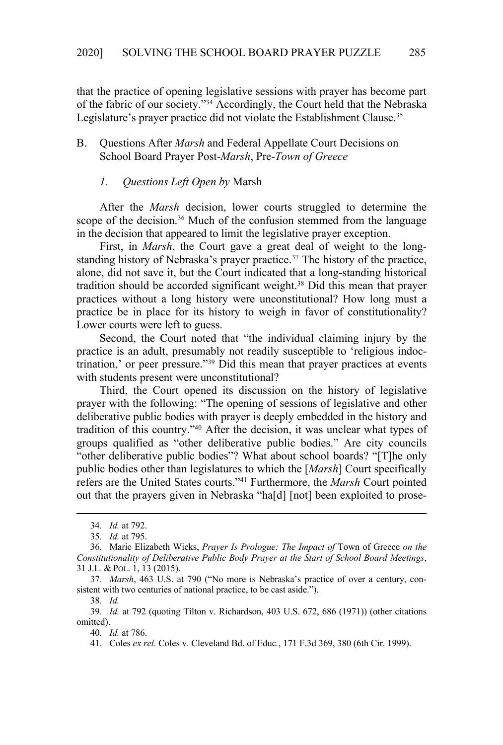that the practice of opening legislative sessions with prayer has become part of the fabric of our society."[34] Accordingly, the Court held that the Nebraska Legislature's prayer practice did not violate the Establishment Clause.[35]

### B. Questions After *Marsh* and Federal Appellate Court Decisions on School Board Prayer Post-*Marsh*, Pre-*Town of Greece*

#### *1. Questions Left Open by* Marsh

After the *Marsh* decision, lower courts struggled to determine the scope of the decision.[36] Much of the confusion stemmed from the language in the decision that appeared to limit the legislative prayer exception.

First, in *Marsh*, the Court gave a great deal of weight to the long-standing history of Nebraska's prayer practice.[37] The history of the practice, alone, did not save it, but the Court indicated that a long-standing historical tradition should be accorded significant weight.[38] Did this mean that prayer practices without a long history were unconstitutional? How long must a practice be in place for its history to weigh in favor of constitutionality? Lower courts were left to guess.

Second, the Court noted that "the individual claiming injury by the practice is an adult, presumably not readily susceptible to 'religious indoctrination,' or peer pressure."[39] Did this mean that prayer practices at events with students present were unconstitutional?

Third, the Court opened its discussion on the history of legislative prayer with the following: "The opening of sessions of legislative and other deliberative public bodies with prayer is deeply embedded in the history and tradition of this country."[40] After the decision, it was unclear what types of groups qualified as "other deliberative public bodies." Are city councils "other deliberative public bodies"? What about school boards? "[T]he only public bodies other than legislatures to which the [*Marsh*] Court specifically refers are the United States courts."[41] Furthermore, the *Marsh* Court pointed out that the prayers given in Nebraska "ha[d] [not] been exploited to prose-

---

34. *Id.* at 792.

35. *Id.* at 795.

36. Marie Elizabeth Wicks, *Prayer Is Prologue: The Impact of* Town of Greece *on the Constitutionality of Deliberative Public Body Prayer at the Start of School Board Meetings*, 31 J.L. & POL. 1, 13 (2015).

37. *Marsh*, 463 U.S. at 790 ("No more is Nebraska's practice of over a century, consistent with two centuries of national practice, to be cast aside.").

38. *Id.*

39. *Id.* at 792 (quoting Tilton v. Richardson, 403 U.S. 672, 686 (1971)) (other citations omitted).

40. *Id.* at 786.

41. Coles *ex rel.* Coles v. Cleveland Bd. of Educ., 171 F.3d 369, 380 (6th Cir. 1999).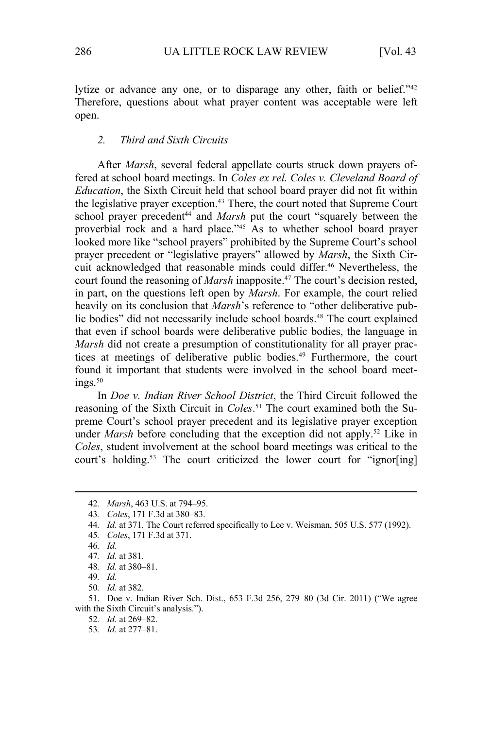lytize or advance any one, or to disparage any other, faith or belief."[42] Therefore, questions about what prayer content was acceptable were left open.

### *2. Third and Sixth Circuits*

After *Marsh*, several federal appellate courts struck down prayers offered at school board meetings. In *Coles ex rel. Coles v. Cleveland Board of Education*, the Sixth Circuit held that school board prayer did not fit within the legislative prayer exception.[43] There, the court noted that Supreme Court school prayer precedent[44] and *Marsh* put the court "squarely between the proverbial rock and a hard place."[45] As to whether school board prayer looked more like "school prayers" prohibited by the Supreme Court's school prayer precedent or "legislative prayers" allowed by *Marsh*, the Sixth Circuit acknowledged that reasonable minds could differ.[46] Nevertheless, the court found the reasoning of *Marsh* inapposite.[47] The court's decision rested, in part, on the questions left open by *Marsh*. For example, the court relied heavily on its conclusion that *Marsh*'s reference to "other deliberative public bodies" did not necessarily include school boards.[48] The court explained that even if school boards were deliberative public bodies, the language in *Marsh* did not create a presumption of constitutionality for all prayer practices at meetings of deliberative public bodies.[49] Furthermore, the court found it important that students were involved in the school board meetings.[50]

In *Doe v. Indian River School District*, the Third Circuit followed the reasoning of the Sixth Circuit in *Coles*.[51] The court examined both the Supreme Court's school prayer precedent and its legislative prayer exception under *Marsh* before concluding that the exception did not apply.[52] Like in *Coles*, student involvement at the school board meetings was critical to the court's holding.[53] The court criticized the lower court for "ignor[ing]

---

42. *Marsh*, 463 U.S. at 794–95.

43. *Coles*, 171 F.3d at 380–83.

44. *Id.* at 371. The Court referred specifically to Lee v. Weisman, 505 U.S. 577 (1992).

45. *Coles*, 171 F.3d at 371.

46. *Id.*

47. *Id.* at 381.

48. *Id.* at 380–81.

49. *Id.*

50. *Id.* at 382.

51. Doe v. Indian River Sch. Dist., 653 F.3d 256, 279–80 (3d Cir. 2011) ("We agree with the Sixth Circuit's analysis.").

52. *Id.* at 269–82.

53. *Id.* at 277–81.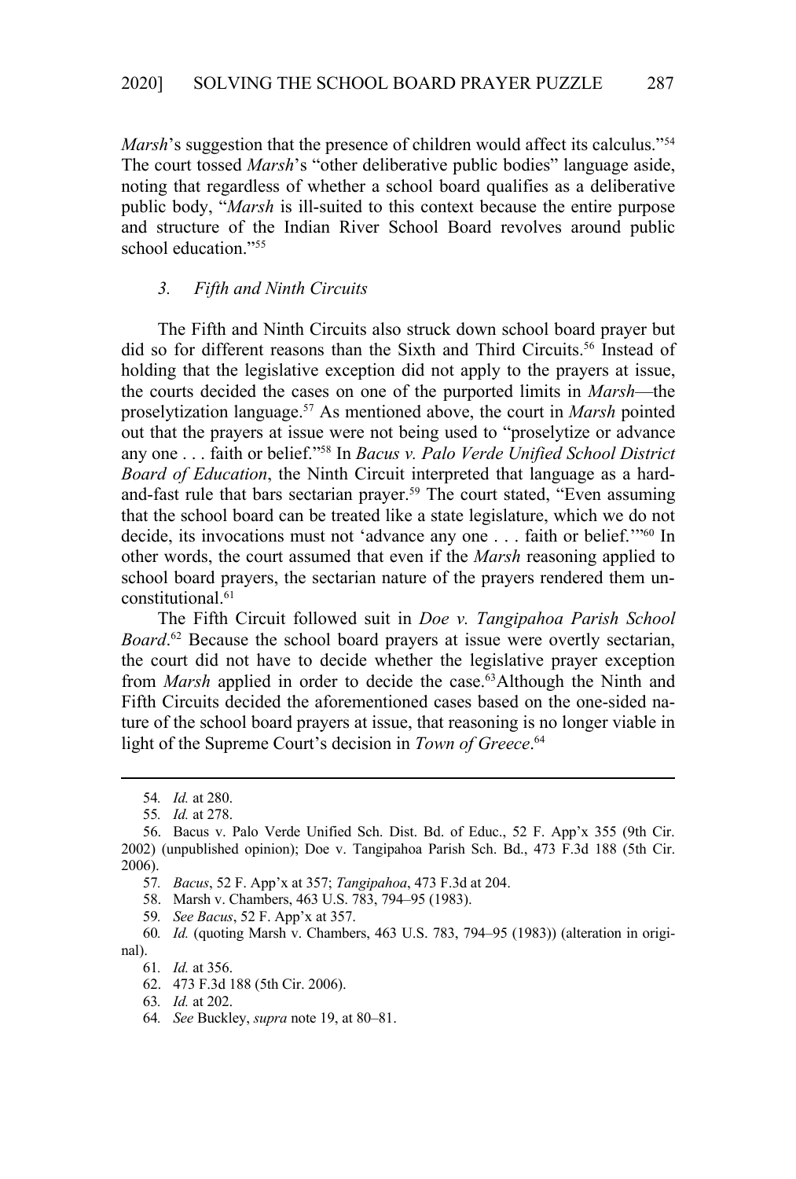*Marsh*'s suggestion that the presence of children would affect its calculus."[54] The court tossed *Marsh*'s "other deliberative public bodies" language aside, noting that regardless of whether a school board qualifies as a deliberative public body, "*Marsh* is ill-suited to this context because the entire purpose and structure of the Indian River School Board revolves around public school education."[55]

### *3. Fifth and Ninth Circuits*

The Fifth and Ninth Circuits also struck down school board prayer but did so for different reasons than the Sixth and Third Circuits.[56] Instead of holding that the legislative exception did not apply to the prayers at issue, the courts decided the cases on one of the purported limits in *Marsh*—the proselytization language.[57] As mentioned above, the court in *Marsh* pointed out that the prayers at issue were not being used to "proselytize or advance any one . . . faith or belief."[58] In *Bacus v. Palo Verde Unified School District Board of Education*, the Ninth Circuit interpreted that language as a hard-and-fast rule that bars sectarian prayer.[59] The court stated, "Even assuming that the school board can be treated like a state legislature, which we do not decide, its invocations must not 'advance any one . . . faith or belief.'"[60] In other words, the court assumed that even if the *Marsh* reasoning applied to school board prayers, the sectarian nature of the prayers rendered them unconstitutional.[61]

The Fifth Circuit followed suit in *Doe v. Tangipahoa Parish School Board*.[62] Because the school board prayers at issue were overtly sectarian, the court did not have to decide whether the legislative prayer exception from *Marsh* applied in order to decide the case.[63] Although the Ninth and Fifth Circuits decided the aforementioned cases based on the one-sided nature of the school board prayers at issue, that reasoning is no longer viable in light of the Supreme Court's decision in *Town of Greece*.[64]

---

54. *Id.* at 280.

55. *Id.* at 278.

56. Bacus v. Palo Verde Unified Sch. Dist. Bd. of Educ., 52 F. App'x 355 (9th Cir. 2002) (unpublished opinion); Doe v. Tangipahoa Parish Sch. Bd., 473 F.3d 188 (5th Cir. 2006).

57. *Bacus*, 52 F. App'x at 357; *Tangipahoa*, 473 F.3d at 204.

58. Marsh v. Chambers, 463 U.S. 783, 794–95 (1983).

59. *See Bacus*, 52 F. App'x at 357.

60. *Id.* (quoting Marsh v. Chambers, 463 U.S. 783, 794–95 (1983)) (alteration in original).

61. *Id.* at 356.

62. 473 F.3d 188 (5th Cir. 2006).

63. *Id.* at 202.

64. *See* Buckley, *supra* note 19, at 80–81.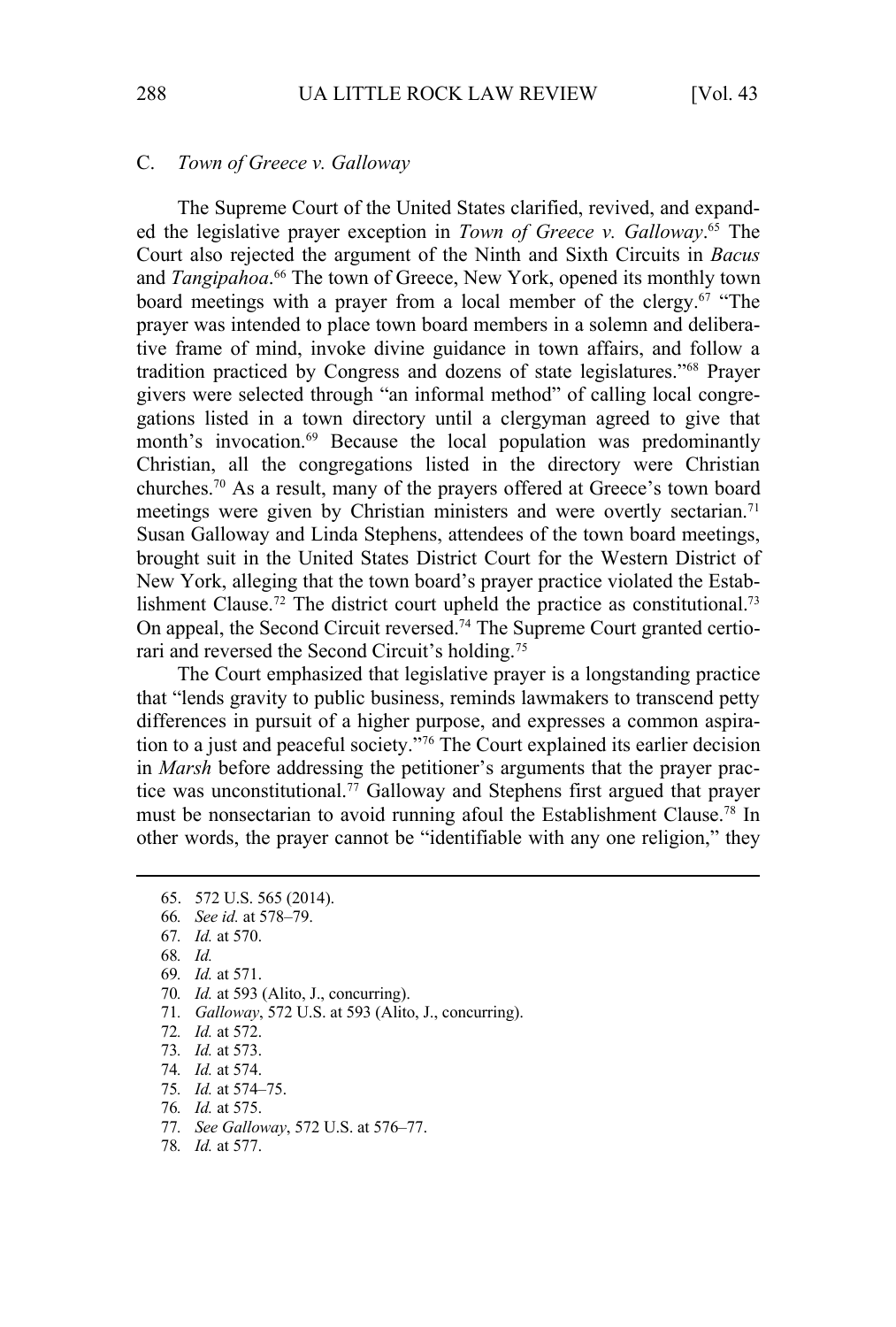### C. *Town of Greece v. Galloway*

The Supreme Court of the United States clarified, revived, and expanded the legislative prayer exception in *Town of Greece v. Galloway*.[65] The Court also rejected the argument of the Ninth and Sixth Circuits in *Bacus* and *Tangipahoa*.[66] The town of Greece, New York, opened its monthly town board meetings with a prayer from a local member of the clergy.[67] "The prayer was intended to place town board members in a solemn and deliberative frame of mind, invoke divine guidance in town affairs, and follow a tradition practiced by Congress and dozens of state legislatures."[68] Prayer givers were selected through "an informal method" of calling local congregations listed in a town directory until a clergyman agreed to give that month's invocation.[69] Because the local population was predominantly Christian, all the congregations listed in the directory were Christian churches.[70] As a result, many of the prayers offered at Greece's town board meetings were given by Christian ministers and were overtly sectarian.[71] Susan Galloway and Linda Stephens, attendees of the town board meetings, brought suit in the United States District Court for the Western District of New York, alleging that the town board's prayer practice violated the Establishment Clause.[72] The district court upheld the practice as constitutional.[73] On appeal, the Second Circuit reversed.[74] The Supreme Court granted certiorari and reversed the Second Circuit's holding.[75]

The Court emphasized that legislative prayer is a longstanding practice that "lends gravity to public business, reminds lawmakers to transcend petty differences in pursuit of a higher purpose, and expresses a common aspiration to a just and peaceful society."[76] The Court explained its earlier decision in *Marsh* before addressing the petitioner's arguments that the prayer practice was unconstitutional.[77] Galloway and Stephens first argued that prayer must be nonsectarian to avoid running afoul the Establishment Clause.[78] In other words, the prayer cannot be "identifiable with any one religion," they

---

65. 572 U.S. 565 (2014).
66. *See id.* at 578–79.
67. *Id.* at 570.
68. *Id.*
69. *Id.* at 571.
70. *Id.* at 593 (Alito, J., concurring).
71. *Galloway*, 572 U.S. at 593 (Alito, J., concurring).
72. *Id.* at 572.
73. *Id.* at 573.
74. *Id.* at 574.
75. *Id.* at 574–75.
76. *Id.* at 575.
77. *See Galloway*, 572 U.S. at 576–77.
78. *Id.* at 577.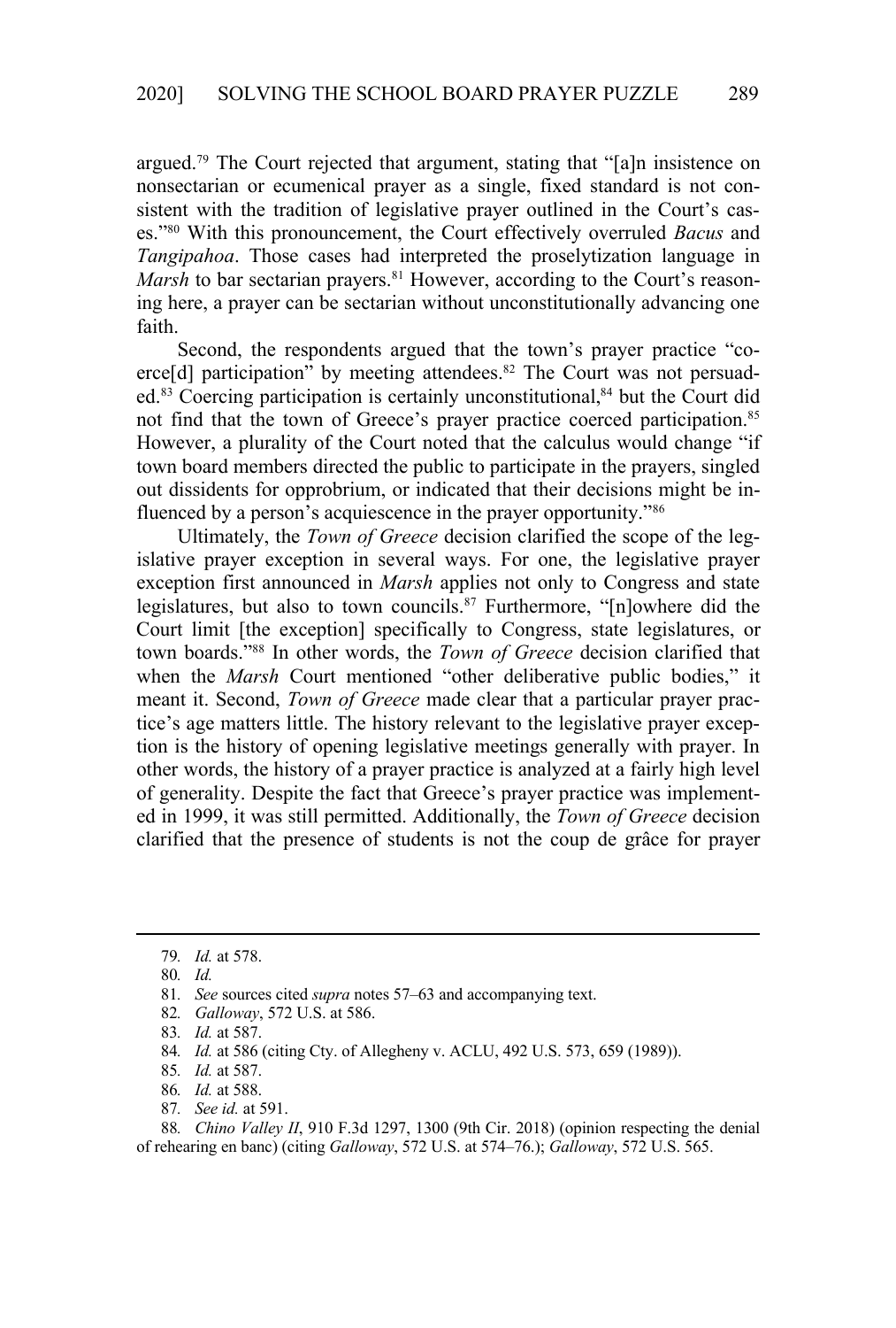argued.[79] The Court rejected that argument, stating that "[a]n insistence on nonsectarian or ecumenical prayer as a single, fixed standard is not consistent with the tradition of legislative prayer outlined in the Court's cases."[80] With this pronouncement, the Court effectively overruled *Bacus* and *Tangipahoa*. Those cases had interpreted the proselytization language in *Marsh* to bar sectarian prayers.[81] However, according to the Court's reasoning here, a prayer can be sectarian without unconstitutionally advancing one faith.

Second, the respondents argued that the town's prayer practice "coerce[d] participation" by meeting attendees.[82] The Court was not persuaded.[83] Coercing participation is certainly unconstitutional,[84] but the Court did not find that the town of Greece's prayer practice coerced participation.[85] However, a plurality of the Court noted that the calculus would change "if town board members directed the public to participate in the prayers, singled out dissidents for opprobrium, or indicated that their decisions might be influenced by a person's acquiescence in the prayer opportunity."[86]

Ultimately, the *Town of Greece* decision clarified the scope of the legislative prayer exception in several ways. For one, the legislative prayer exception first announced in *Marsh* applies not only to Congress and state legislatures, but also to town councils.[87] Furthermore, "[n]owhere did the Court limit [the exception] specifically to Congress, state legislatures, or town boards."[88] In other words, the *Town of Greece* decision clarified that when the *Marsh* Court mentioned "other deliberative public bodies," it meant it. Second, *Town of Greece* made clear that a particular prayer practice's age matters little. The history relevant to the legislative prayer exception is the history of opening legislative meetings generally with prayer. In other words, the history of a prayer practice is analyzed at a fairly high level of generality. Despite the fact that Greece's prayer practice was implemented in 1999, it was still permitted. Additionally, the *Town of Greece* decision clarified that the presence of students is not the coup de grâce for prayer

---

79. *Id.* at 578.

80. *Id.*

81. *See* sources cited *supra* notes 57–63 and accompanying text.

82. *Galloway*, 572 U.S. at 586.

83. *Id.* at 587.

84. *Id.* at 586 (citing Cty. of Allegheny v. ACLU, 492 U.S. 573, 659 (1989)).

85. *Id.* at 587.

86. *Id.* at 588.

87. *See id.* at 591.

88. *Chino Valley II*, 910 F.3d 1297, 1300 (9th Cir. 2018) (opinion respecting the denial of rehearing en banc) (citing *Galloway*, 572 U.S. at 574–76.); *Galloway*, 572 U.S. 565.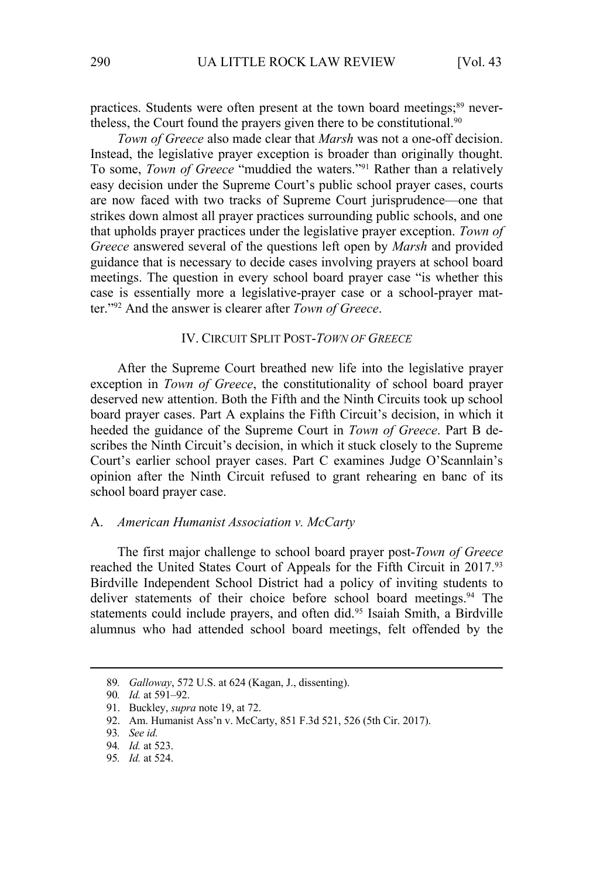practices. Students were often present at the town board meetings;[89] nevertheless, the Court found the prayers given there to be constitutional.[90]

*Town of Greece* also made clear that *Marsh* was not a one-off decision. Instead, the legislative prayer exception is broader than originally thought. To some, *Town of Greece* "muddied the waters."[91] Rather than a relatively easy decision under the Supreme Court's public school prayer cases, courts are now faced with two tracks of Supreme Court jurisprudence—one that strikes down almost all prayer practices surrounding public schools, and one that upholds prayer practices under the legislative prayer exception. *Town of Greece* answered several of the questions left open by *Marsh* and provided guidance that is necessary to decide cases involving prayers at school board meetings. The question in every school board prayer case "is whether this case is essentially more a legislative-prayer case or a school-prayer matter."[92] And the answer is clearer after *Town of Greece*.

## IV. CIRCUIT SPLIT POST-*TOWN OF GREECE*

After the Supreme Court breathed new life into the legislative prayer exception in *Town of Greece*, the constitutionality of school board prayer deserved new attention. Both the Fifth and the Ninth Circuits took up school board prayer cases. Part A explains the Fifth Circuit's decision, in which it heeded the guidance of the Supreme Court in *Town of Greece*. Part B describes the Ninth Circuit's decision, in which it stuck closely to the Supreme Court's earlier school prayer cases. Part C examines Judge O'Scannlain's opinion after the Ninth Circuit refused to grant rehearing en banc of its school board prayer case.

### A. *American Humanist Association v. McCarty*

The first major challenge to school board prayer post-*Town of Greece* reached the United States Court of Appeals for the Fifth Circuit in 2017.[93] Birdville Independent School District had a policy of inviting students to deliver statements of their choice before school board meetings.[94] The statements could include prayers, and often did.[95] Isaiah Smith, a Birdville alumnus who had attended school board meetings, felt offended by the

---

89. *Galloway*, 572 U.S. at 624 (Kagan, J., dissenting).

90. *Id.* at 591–92.

91. Buckley, *supra* note 19, at 72.

92. Am. Humanist Ass'n v. McCarty, 851 F.3d 521, 526 (5th Cir. 2017).

93. *See id.*

94. *Id.* at 523.

95. *Id.* at 524.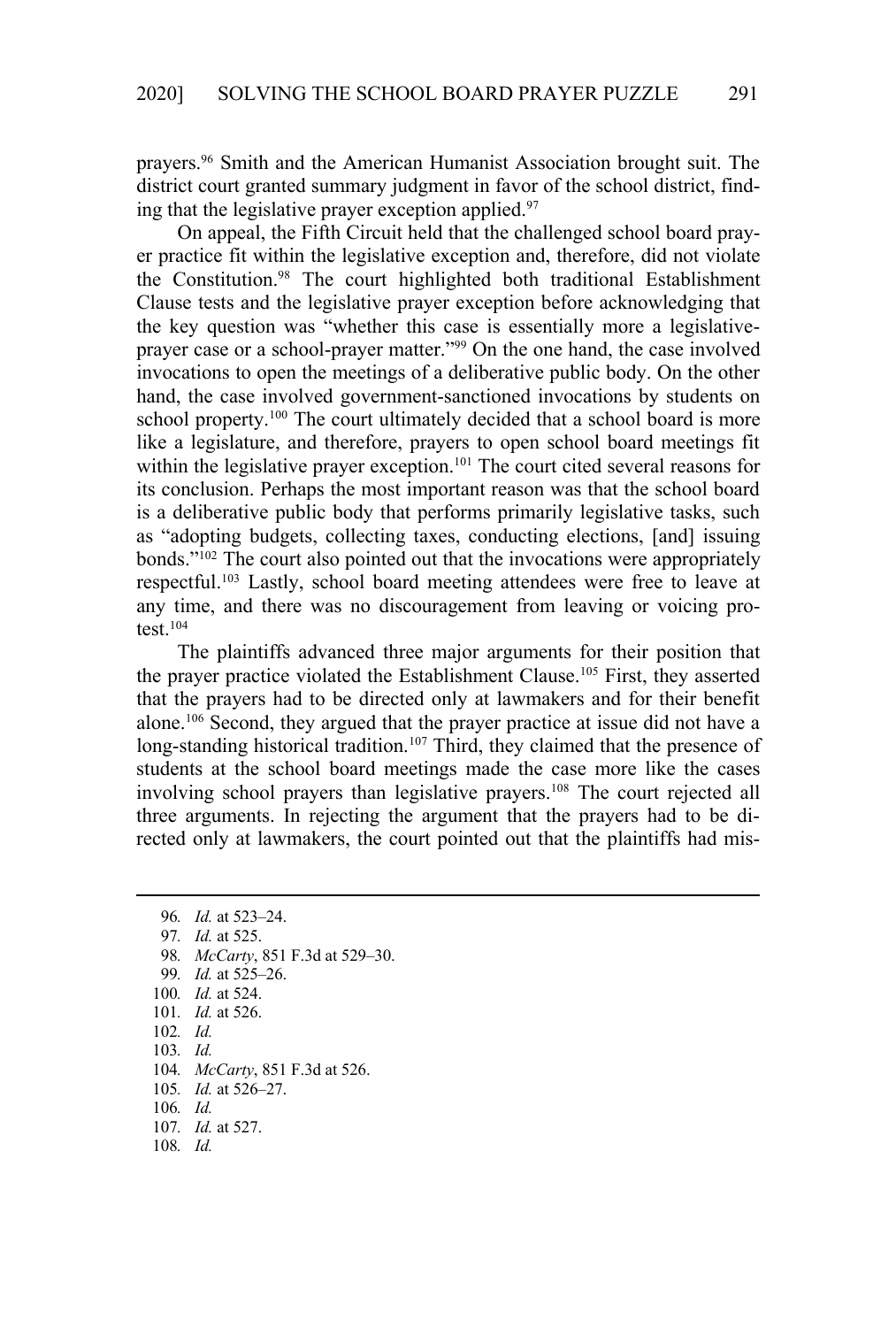prayers.[96] Smith and the American Humanist Association brought suit. The district court granted summary judgment in favor of the school district, finding that the legislative prayer exception applied.[97]

On appeal, the Fifth Circuit held that the challenged school board prayer practice fit within the legislative exception and, therefore, did not violate the Constitution.[98] The court highlighted both traditional Establishment Clause tests and the legislative prayer exception before acknowledging that the key question was "whether this case is essentially more a legislative-prayer case or a school-prayer matter."[99] On the one hand, the case involved invocations to open the meetings of a deliberative public body. On the other hand, the case involved government-sanctioned invocations by students on school property.[100] The court ultimately decided that a school board is more like a legislature, and therefore, prayers to open school board meetings fit within the legislative prayer exception.[101] The court cited several reasons for its conclusion. Perhaps the most important reason was that the school board is a deliberative public body that performs primarily legislative tasks, such as "adopting budgets, collecting taxes, conducting elections, [and] issuing bonds."[102] The court also pointed out that the invocations were appropriately respectful.[103] Lastly, school board meeting attendees were free to leave at any time, and there was no discouragement from leaving or voicing protest.[104]

The plaintiffs advanced three major arguments for their position that the prayer practice violated the Establishment Clause.[105] First, they asserted that the prayers had to be directed only at lawmakers and for their benefit alone.[106] Second, they argued that the prayer practice at issue did not have a long-standing historical tradition.[107] Third, they claimed that the presence of students at the school board meetings made the case more like the cases involving school prayers than legislative prayers.[108] The court rejected all three arguments. In rejecting the argument that the prayers had to be directed only at lawmakers, the court pointed out that the plaintiffs had mis-

---

96. *Id.* at 523–24.
97. *Id.* at 525.
98. *McCarty*, 851 F.3d at 529–30.
99. *Id.* at 525–26.
100. *Id.* at 524.
101. *Id.* at 526.
102. *Id.*
103. *Id.*
104. *McCarty*, 851 F.3d at 526.
105. *Id.* at 526–27.
106. *Id.*
107. *Id.* at 527.
108. *Id.*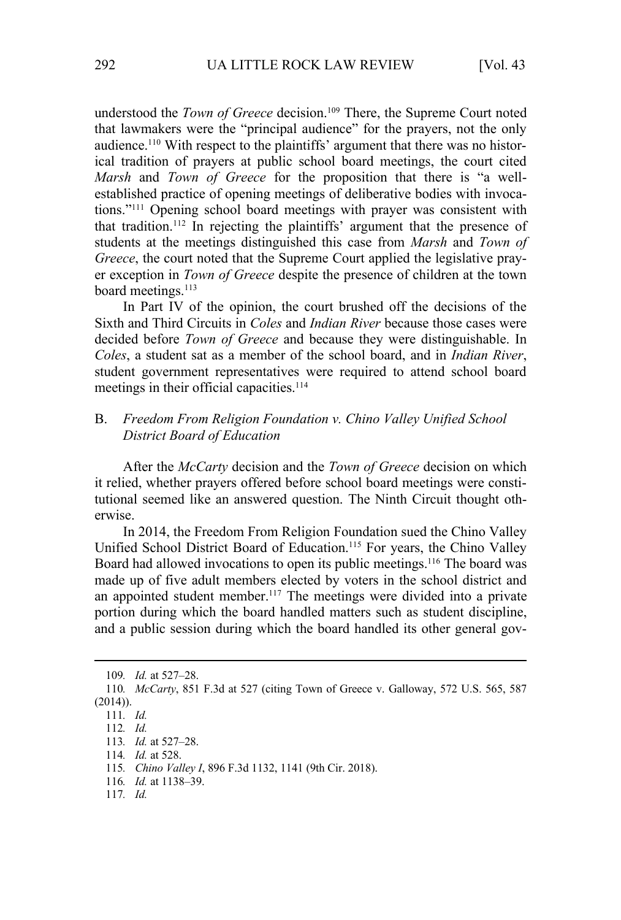understood the *Town of Greece* decision.[109] There, the Supreme Court noted that lawmakers were the "principal audience" for the prayers, not the only audience.[110] With respect to the plaintiffs' argument that there was no historical tradition of prayers at public school board meetings, the court cited *Marsh* and *Town of Greece* for the proposition that there is "a well-established practice of opening meetings of deliberative bodies with invocations."[111] Opening school board meetings with prayer was consistent with that tradition.[112] In rejecting the plaintiffs' argument that the presence of students at the meetings distinguished this case from *Marsh* and *Town of Greece*, the court noted that the Supreme Court applied the legislative prayer exception in *Town of Greece* despite the presence of children at the town board meetings.[113]

In Part IV of the opinion, the court brushed off the decisions of the Sixth and Third Circuits in *Coles* and *Indian River* because those cases were decided before *Town of Greece* and because they were distinguishable. In *Coles*, a student sat as a member of the school board, and in *Indian River*, student government representatives were required to attend school board meetings in their official capacities.[114]

### B. *Freedom From Religion Foundation v. Chino Valley Unified School District Board of Education*

After the *McCarty* decision and the *Town of Greece* decision on which it relied, whether prayers offered before school board meetings were constitutional seemed like an answered question. The Ninth Circuit thought otherwise.

In 2014, the Freedom From Religion Foundation sued the Chino Valley Unified School District Board of Education.[115] For years, the Chino Valley Board had allowed invocations to open its public meetings.[116] The board was made up of five adult members elected by voters in the school district and an appointed student member.[117] The meetings were divided into a private portion during which the board handled matters such as student discipline, and a public session during which the board handled its other general gov-

---

109. *Id.* at 527–28.

110. *McCarty*, 851 F.3d at 527 (citing Town of Greece v. Galloway, 572 U.S. 565, 587 (2014)).

111. *Id.*

112. *Id.*

113. *Id.* at 527–28.

114. *Id.* at 528.

115. *Chino Valley I*, 896 F.3d 1132, 1141 (9th Cir. 2018).

116. *Id.* at 1138–39.

117. *Id.*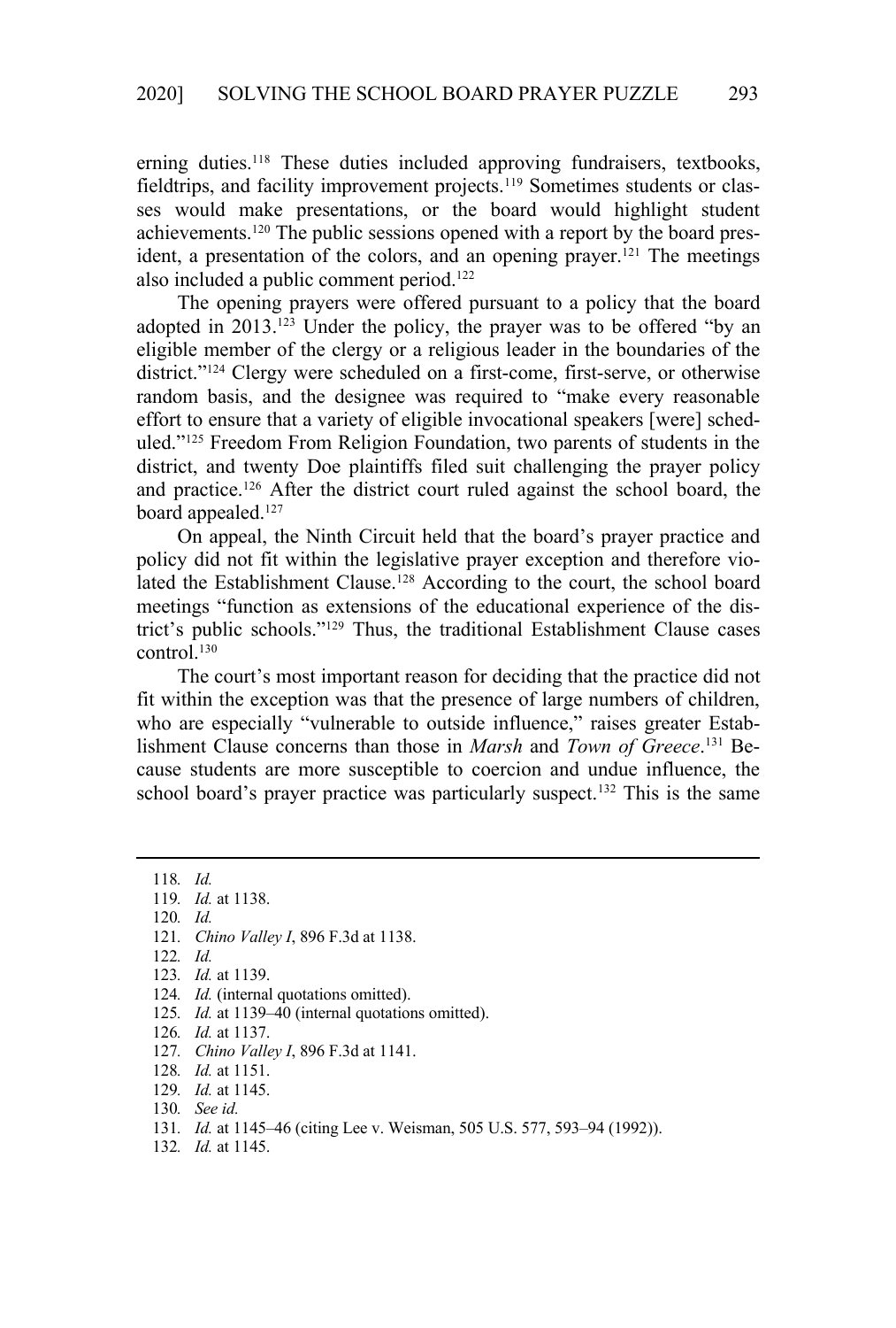erning duties.[118] These duties included approving fundraisers, textbooks, fieldtrips, and facility improvement projects.[119] Sometimes students or classes would make presentations, or the board would highlight student achievements.[120] The public sessions opened with a report by the board president, a presentation of the colors, and an opening prayer.[121] The meetings also included a public comment period.[122]

The opening prayers were offered pursuant to a policy that the board adopted in 2013.[123] Under the policy, the prayer was to be offered "by an eligible member of the clergy or a religious leader in the boundaries of the district."[124] Clergy were scheduled on a first-come, first-serve, or otherwise random basis, and the designee was required to "make every reasonable effort to ensure that a variety of eligible invocational speakers [were] scheduled."[125] Freedom From Religion Foundation, two parents of students in the district, and twenty Doe plaintiffs filed suit challenging the prayer policy and practice.[126] After the district court ruled against the school board, the board appealed.[127]

On appeal, the Ninth Circuit held that the board's prayer practice and policy did not fit within the legislative prayer exception and therefore violated the Establishment Clause.[128] According to the court, the school board meetings "function as extensions of the educational experience of the district's public schools."[129] Thus, the traditional Establishment Clause cases control.[130]

The court's most important reason for deciding that the practice did not fit within the exception was that the presence of large numbers of children, who are especially "vulnerable to outside influence," raises greater Establishment Clause concerns than those in *Marsh* and *Town of Greece*.[131] Because students are more susceptible to coercion and undue influence, the school board's prayer practice was particularly suspect.[132] This is the same

---

118. *Id.*

119. *Id.* at 1138.

120. *Id.*

121. *Chino Valley I*, 896 F.3d at 1138.

122. *Id.*

123. *Id.* at 1139.

124. *Id.* (internal quotations omitted).

125. *Id.* at 1139–40 (internal quotations omitted).

126. *Id.* at 1137.

127. *Chino Valley I*, 896 F.3d at 1141.

128. *Id.* at 1151.

129. *Id.* at 1145.

130. *See id.*

131. *Id.* at 1145–46 (citing Lee v. Weisman, 505 U.S. 577, 593–94 (1992)).

132. *Id.* at 1145.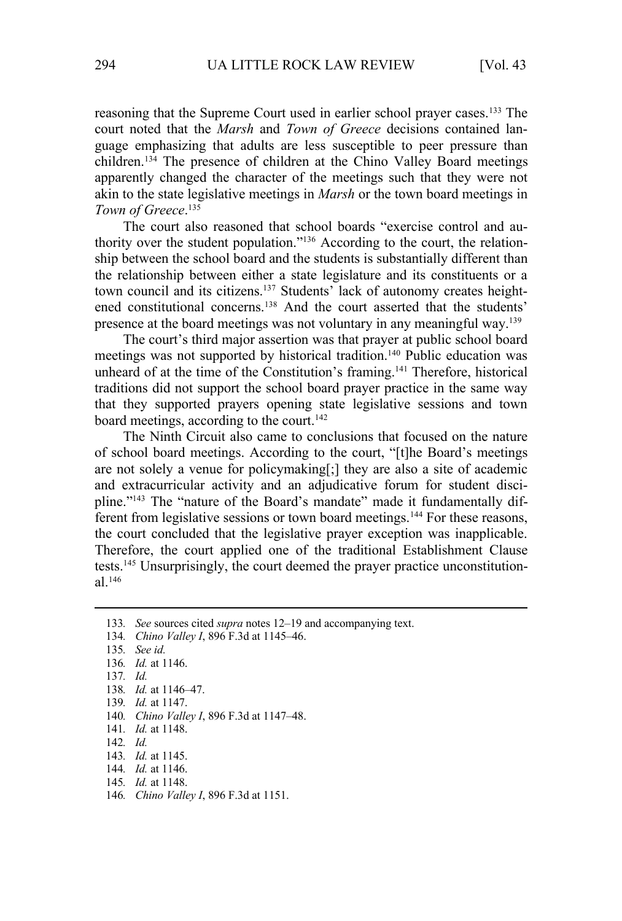reasoning that the Supreme Court used in earlier school prayer cases.[133] The court noted that the *Marsh* and *Town of Greece* decisions contained language emphasizing that adults are less susceptible to peer pressure than children.[134] The presence of children at the Chino Valley Board meetings apparently changed the character of the meetings such that they were not akin to the state legislative meetings in *Marsh* or the town board meetings in *Town of Greece*.[135]

The court also reasoned that school boards "exercise control and authority over the student population."[136] According to the court, the relationship between the school board and the students is substantially different than the relationship between either a state legislature and its constituents or a town council and its citizens.[137] Students' lack of autonomy creates heightened constitutional concerns.[138] And the court asserted that the students' presence at the board meetings was not voluntary in any meaningful way.[139]

The court's third major assertion was that prayer at public school board meetings was not supported by historical tradition.[140] Public education was unheard of at the time of the Constitution's framing.[141] Therefore, historical traditions did not support the school board prayer practice in the same way that they supported prayers opening state legislative sessions and town board meetings, according to the court.[142]

The Ninth Circuit also came to conclusions that focused on the nature of school board meetings. According to the court, "[t]he Board's meetings are not solely a venue for policymaking[;] they are also a site of academic and extracurricular activity and an adjudicative forum for student discipline."[143] The "nature of the Board's mandate" made it fundamentally different from legislative sessions or town board meetings.[144] For these reasons, the court concluded that the legislative prayer exception was inapplicable. Therefore, the court applied one of the traditional Establishment Clause tests.[145] Unsurprisingly, the court deemed the prayer practice unconstitutional.[146]

---

133. *See* sources cited *supra* notes 12–19 and accompanying text.
134. *Chino Valley I*, 896 F.3d at 1145–46.
135. *See id.*
136. *Id.* at 1146.
137. *Id.*
138. *Id.* at 1146–47.
139. *Id.* at 1147.
140. *Chino Valley I*, 896 F.3d at 1147–48.
141. *Id.* at 1148.
142. *Id.*
143. *Id.* at 1145.
144. *Id.* at 1146.
145. *Id.* at 1148.
146. *Chino Valley I*, 896 F.3d at 1151.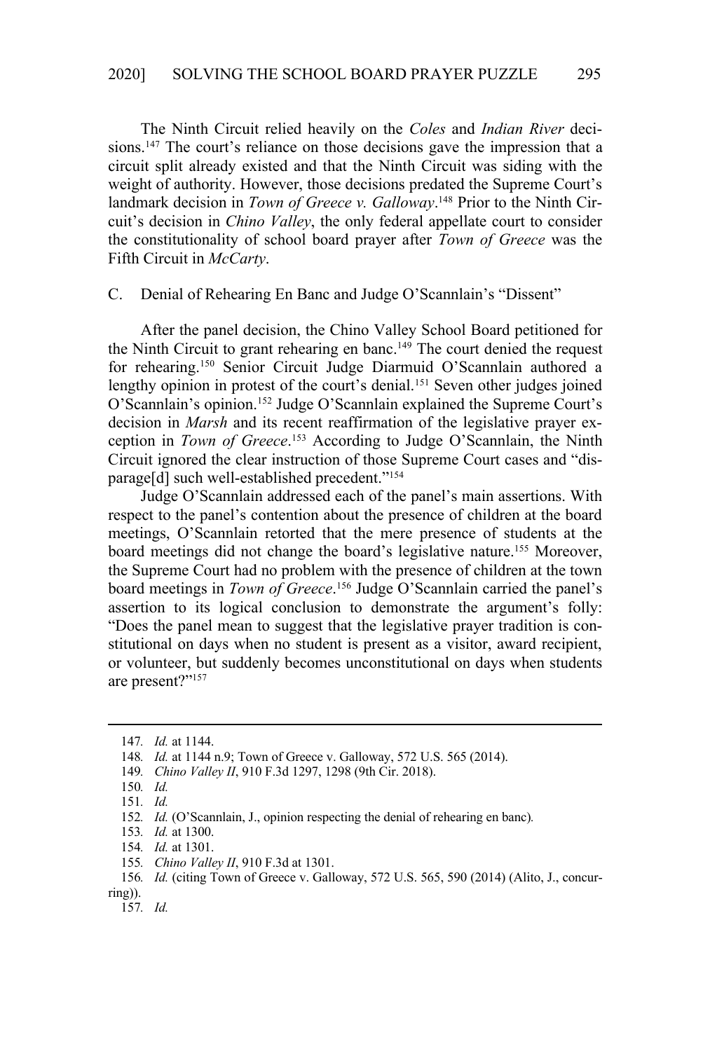The Ninth Circuit relied heavily on the *Coles* and *Indian River* decisions.[147] The court's reliance on those decisions gave the impression that a circuit split already existed and that the Ninth Circuit was siding with the weight of authority. However, those decisions predated the Supreme Court's landmark decision in *Town of Greece v. Galloway*.[148] Prior to the Ninth Circuit's decision in *Chino Valley*, the only federal appellate court to consider the constitutionality of school board prayer after *Town of Greece* was the Fifth Circuit in *McCarty*.

### C. Denial of Rehearing En Banc and Judge O'Scannlain's "Dissent"

After the panel decision, the Chino Valley School Board petitioned for the Ninth Circuit to grant rehearing en banc.[149] The court denied the request for rehearing.[150] Senior Circuit Judge Diarmuid O'Scannlain authored a lengthy opinion in protest of the court's denial.[151] Seven other judges joined O'Scannlain's opinion.[152] Judge O'Scannlain explained the Supreme Court's decision in *Marsh* and its recent reaffirmation of the legislative prayer exception in *Town of Greece*.[153] According to Judge O'Scannlain, the Ninth Circuit ignored the clear instruction of those Supreme Court cases and "disparage[d] such well-established precedent."[154]

Judge O'Scannlain addressed each of the panel's main assertions. With respect to the panel's contention about the presence of children at the board meetings, O'Scannlain retorted that the mere presence of students at the board meetings did not change the board's legislative nature.[155] Moreover, the Supreme Court had no problem with the presence of children at the town board meetings in *Town of Greece*.[156] Judge O'Scannlain carried the panel's assertion to its logical conclusion to demonstrate the argument's folly: "Does the panel mean to suggest that the legislative prayer tradition is constitutional on days when no student is present as a visitor, award recipient, or volunteer, but suddenly becomes unconstitutional on days when students are present?"[157]

---

147. *Id.* at 1144.

148. *Id.* at 1144 n.9; Town of Greece v. Galloway, 572 U.S. 565 (2014).

149. *Chino Valley II*, 910 F.3d 1297, 1298 (9th Cir. 2018).

150. *Id.*

151. *Id.*

152. *Id.* (O'Scannlain, J., opinion respecting the denial of rehearing en banc).

153. *Id.* at 1300.

154. *Id.* at 1301.

155. *Chino Valley II*, 910 F.3d at 1301.

156. *Id.* (citing Town of Greece v. Galloway, 572 U.S. 565, 590 (2014) (Alito, J., concurring)).

157. *Id.*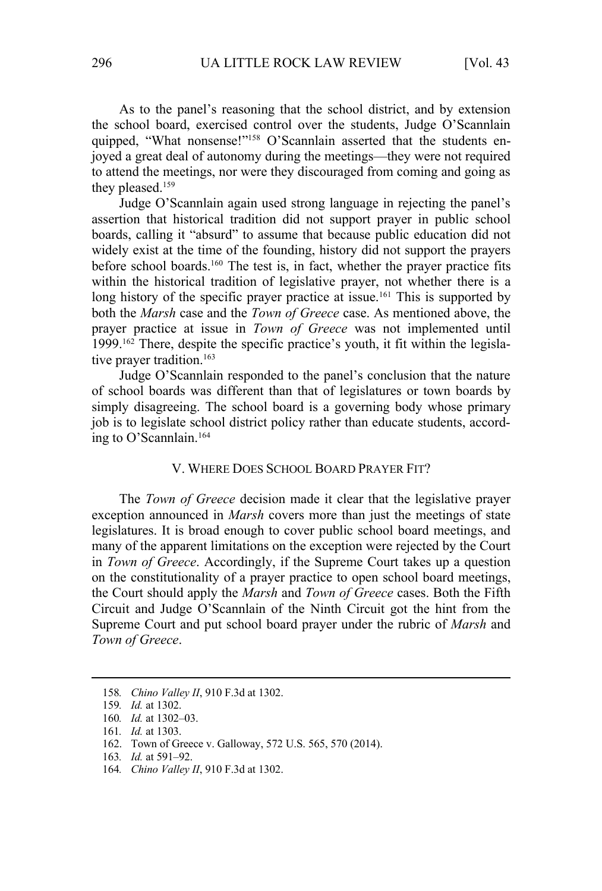As to the panel's reasoning that the school district, and by extension the school board, exercised control over the students, Judge O'Scannlain quipped, "What nonsense!"[158] O'Scannlain asserted that the students enjoyed a great deal of autonomy during the meetings—they were not required to attend the meetings, nor were they discouraged from coming and going as they pleased.[159]

Judge O'Scannlain again used strong language in rejecting the panel's assertion that historical tradition did not support prayer in public school boards, calling it "absurd" to assume that because public education did not widely exist at the time of the founding, history did not support the prayers before school boards.[160] The test is, in fact, whether the prayer practice fits within the historical tradition of legislative prayer, not whether there is a long history of the specific prayer practice at issue.[161] This is supported by both the *Marsh* case and the *Town of Greece* case. As mentioned above, the prayer practice at issue in *Town of Greece* was not implemented until 1999.[162] There, despite the specific practice's youth, it fit within the legislative prayer tradition.[163]

Judge O'Scannlain responded to the panel's conclusion that the nature of school boards was different than that of legislatures or town boards by simply disagreeing. The school board is a governing body whose primary job is to legislate school district policy rather than educate students, according to O'Scannlain.[164]

## V. WHERE DOES SCHOOL BOARD PRAYER FIT?

The *Town of Greece* decision made it clear that the legislative prayer exception announced in *Marsh* covers more than just the meetings of state legislatures. It is broad enough to cover public school board meetings, and many of the apparent limitations on the exception were rejected by the Court in *Town of Greece*. Accordingly, if the Supreme Court takes up a question on the constitutionality of a prayer practice to open school board meetings, the Court should apply the *Marsh* and *Town of Greece* cases. Both the Fifth Circuit and Judge O'Scannlain of the Ninth Circuit got the hint from the Supreme Court and put school board prayer under the rubric of *Marsh* and *Town of Greece*.

---

158. *Chino Valley II*, 910 F.3d at 1302.
159. *Id.* at 1302.
160. *Id.* at 1302–03.
161. *Id.* at 1303.
162. Town of Greece v. Galloway, 572 U.S. 565, 570 (2014).
163. *Id.* at 591–92.
164. *Chino Valley II*, 910 F.3d at 1302.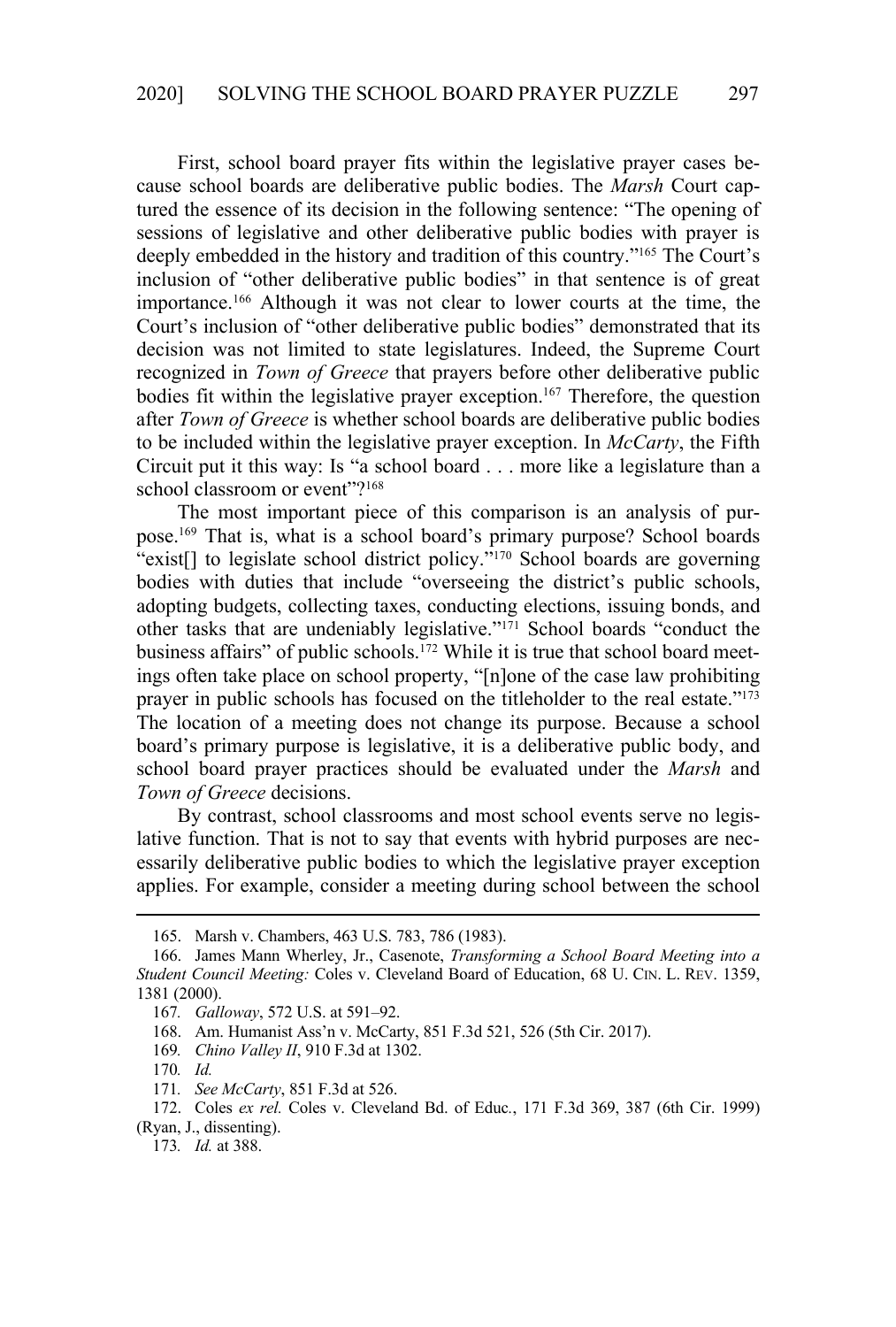First, school board prayer fits within the legislative prayer cases because school boards are deliberative public bodies. The *Marsh* Court captured the essence of its decision in the following sentence: "The opening of sessions of legislative and other deliberative public bodies with prayer is deeply embedded in the history and tradition of this country."[165] The Court's inclusion of "other deliberative public bodies" in that sentence is of great importance.[166] Although it was not clear to lower courts at the time, the Court's inclusion of "other deliberative public bodies" demonstrated that its decision was not limited to state legislatures. Indeed, the Supreme Court recognized in *Town of Greece* that prayers before other deliberative public bodies fit within the legislative prayer exception.[167] Therefore, the question after *Town of Greece* is whether school boards are deliberative public bodies to be included within the legislative prayer exception. In *McCarty*, the Fifth Circuit put it this way: Is "a school board . . . more like a legislature than a school classroom or event"?[168]

The most important piece of this comparison is an analysis of purpose.[169] That is, what is a school board's primary purpose? School boards "exist[] to legislate school district policy."[170] School boards are governing bodies with duties that include "overseeing the district's public schools, adopting budgets, collecting taxes, conducting elections, issuing bonds, and other tasks that are undeniably legislative."[171] School boards "conduct the business affairs" of public schools.[172] While it is true that school board meetings often take place on school property, "[n]one of the case law prohibiting prayer in public schools has focused on the titleholder to the real estate."[173] The location of a meeting does not change its purpose. Because a school board's primary purpose is legislative, it is a deliberative public body, and school board prayer practices should be evaluated under the *Marsh* and *Town of Greece* decisions.

By contrast, school classrooms and most school events serve no legislative function. That is not to say that events with hybrid purposes are necessarily deliberative public bodies to which the legislative prayer exception applies. For example, consider a meeting during school between the school

---

165. Marsh v. Chambers, 463 U.S. 783, 786 (1983).

166. James Mann Wherley, Jr., Casenote, *Transforming a School Board Meeting into a Student Council Meeting:* Coles v. Cleveland Board of Education, 68 U. CIN. L. REV. 1359, 1381 (2000).

167. *Galloway*, 572 U.S. at 591–92.

168. Am. Humanist Ass'n v. McCarty, 851 F.3d 521, 526 (5th Cir. 2017).

169. *Chino Valley II*, 910 F.3d at 1302.

170. *Id.*

171. *See McCarty*, 851 F.3d at 526.

172. Coles *ex rel.* Coles v. Cleveland Bd. of Educ., 171 F.3d 369, 387 (6th Cir. 1999) (Ryan, J., dissenting).

173. *Id.* at 388.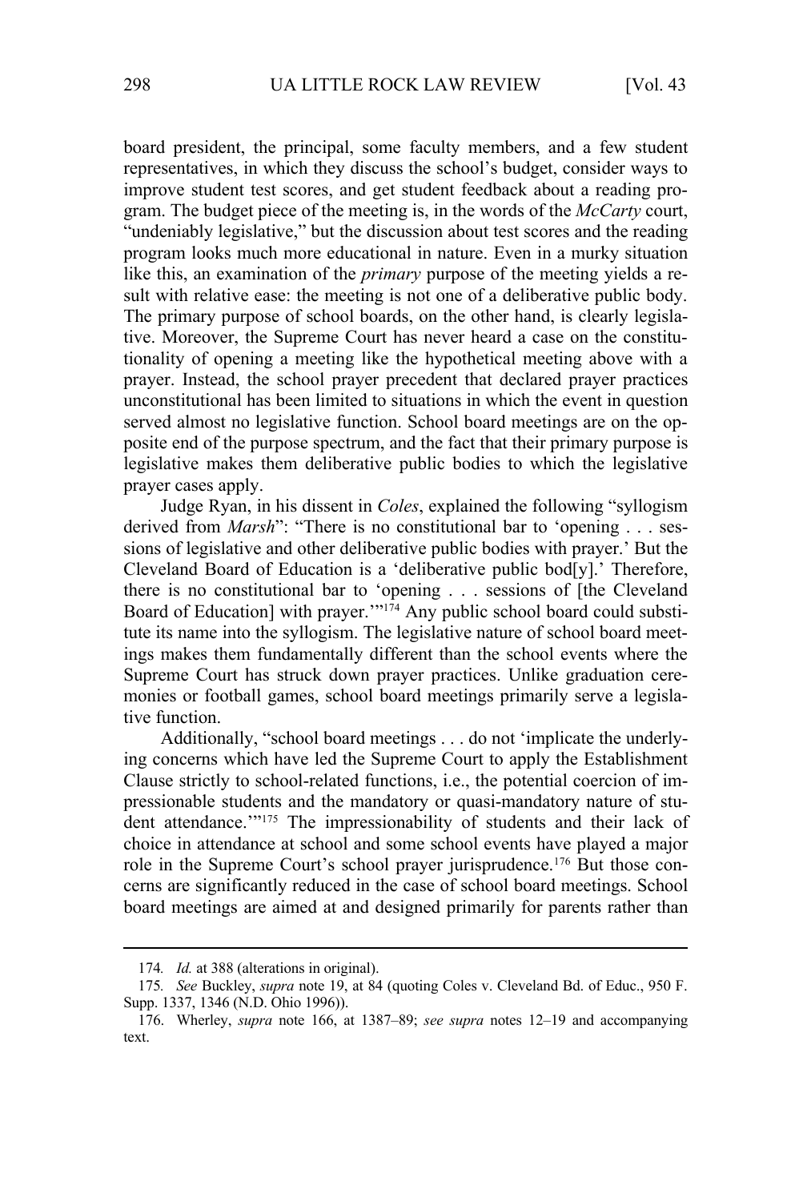board president, the principal, some faculty members, and a few student representatives, in which they discuss the school's budget, consider ways to improve student test scores, and get student feedback about a reading program. The budget piece of the meeting is, in the words of the *McCarty* court, "undeniably legislative," but the discussion about test scores and the reading program looks much more educational in nature. Even in a murky situation like this, an examination of the *primary* purpose of the meeting yields a result with relative ease: the meeting is not one of a deliberative public body. The primary purpose of school boards, on the other hand, is clearly legislative. Moreover, the Supreme Court has never heard a case on the constitutionality of opening a meeting like the hypothetical meeting above with a prayer. Instead, the school prayer precedent that declared prayer practices unconstitutional has been limited to situations in which the event in question served almost no legislative function. School board meetings are on the opposite end of the purpose spectrum, and the fact that their primary purpose is legislative makes them deliberative public bodies to which the legislative prayer cases apply.

Judge Ryan, in his dissent in *Coles*, explained the following "syllogism derived from *Marsh*": "There is no constitutional bar to 'opening . . . sessions of legislative and other deliberative public bodies with prayer.' But the Cleveland Board of Education is a 'deliberative public bod[y].' Therefore, there is no constitutional bar to 'opening . . . sessions of [the Cleveland Board of Education] with prayer.'"[174] Any public school board could substitute its name into the syllogism. The legislative nature of school board meetings makes them fundamentally different than the school events where the Supreme Court has struck down prayer practices. Unlike graduation ceremonies or football games, school board meetings primarily serve a legislative function.

Additionally, "school board meetings . . . do not 'implicate the underlying concerns which have led the Supreme Court to apply the Establishment Clause strictly to school-related functions, i.e., the potential coercion of impressionable students and the mandatory or quasi-mandatory nature of student attendance.'"[175] The impressionability of students and their lack of choice in attendance at school and some school events have played a major role in the Supreme Court's school prayer jurisprudence.[176] But those concerns are significantly reduced in the case of school board meetings. School board meetings are aimed at and designed primarily for parents rather than

---

174. *Id.* at 388 (alterations in original).

175. *See* Buckley, *supra* note 19, at 84 (quoting Coles v. Cleveland Bd. of Educ., 950 F. Supp. 1337, 1346 (N.D. Ohio 1996)).

176. Wherley, *supra* note 166, at 1387–89; *see supra* notes 12–19 and accompanying text.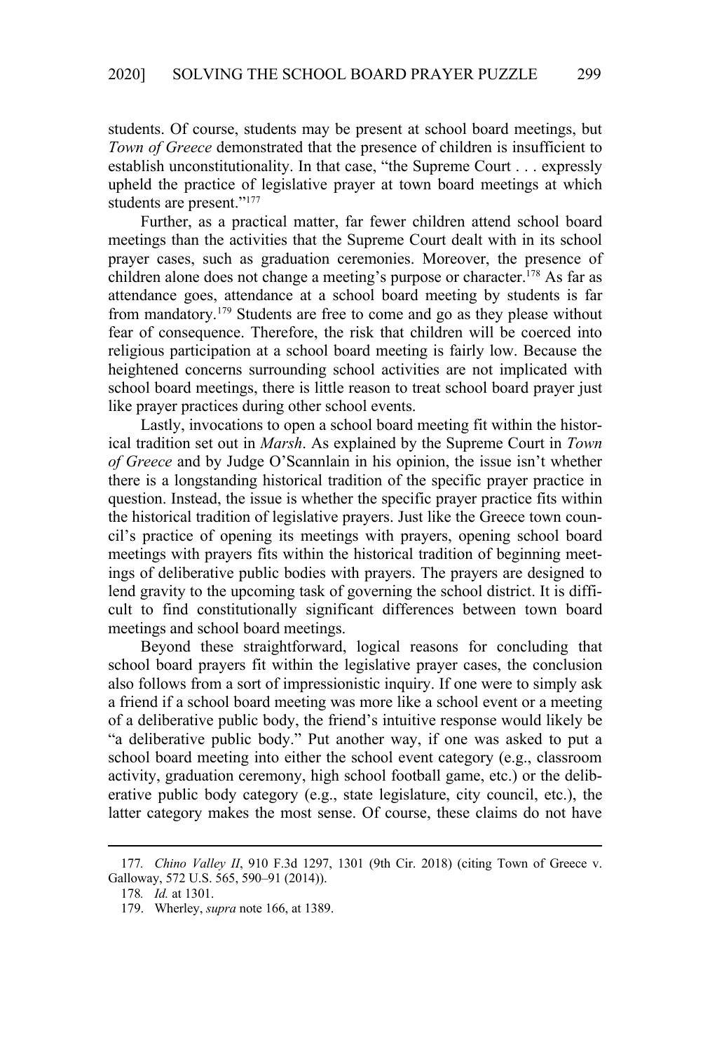students. Of course, students may be present at school board meetings, but *Town of Greece* demonstrated that the presence of children is insufficient to establish unconstitutionality. In that case, "the Supreme Court . . . expressly upheld the practice of legislative prayer at town board meetings at which students are present."[177]

Further, as a practical matter, far fewer children attend school board meetings than the activities that the Supreme Court dealt with in its school prayer cases, such as graduation ceremonies. Moreover, the presence of children alone does not change a meeting's purpose or character.[178] As far as attendance goes, attendance at a school board meeting by students is far from mandatory.[179] Students are free to come and go as they please without fear of consequence. Therefore, the risk that children will be coerced into religious participation at a school board meeting is fairly low. Because the heightened concerns surrounding school activities are not implicated with school board meetings, there is little reason to treat school board prayer just like prayer practices during other school events.

Lastly, invocations to open a school board meeting fit within the historical tradition set out in *Marsh*. As explained by the Supreme Court in *Town of Greece* and by Judge O'Scannlain in his opinion, the issue isn't whether there is a longstanding historical tradition of the specific prayer practice in question. Instead, the issue is whether the specific prayer practice fits within the historical tradition of legislative prayers. Just like the Greece town council's practice of opening its meetings with prayers, opening school board meetings with prayers fits within the historical tradition of beginning meetings of deliberative public bodies with prayers. The prayers are designed to lend gravity to the upcoming task of governing the school district. It is difficult to find constitutionally significant differences between town board meetings and school board meetings.

Beyond these straightforward, logical reasons for concluding that school board prayers fit within the legislative prayer cases, the conclusion also follows from a sort of impressionistic inquiry. If one were to simply ask a friend if a school board meeting was more like a school event or a meeting of a deliberative public body, the friend's intuitive response would likely be "a deliberative public body." Put another way, if one was asked to put a school board meeting into either the school event category (e.g., classroom activity, graduation ceremony, high school football game, etc.) or the deliberative public body category (e.g., state legislature, city council, etc.), the latter category makes the most sense. Of course, these claims do not have

---

177. *Chino Valley II*, 910 F.3d 1297, 1301 (9th Cir. 2018) (citing Town of Greece v. Galloway, 572 U.S. 565, 590–91 (2014)).

178. *Id.* at 1301.

179. Wherley, *supra* note 166, at 1389.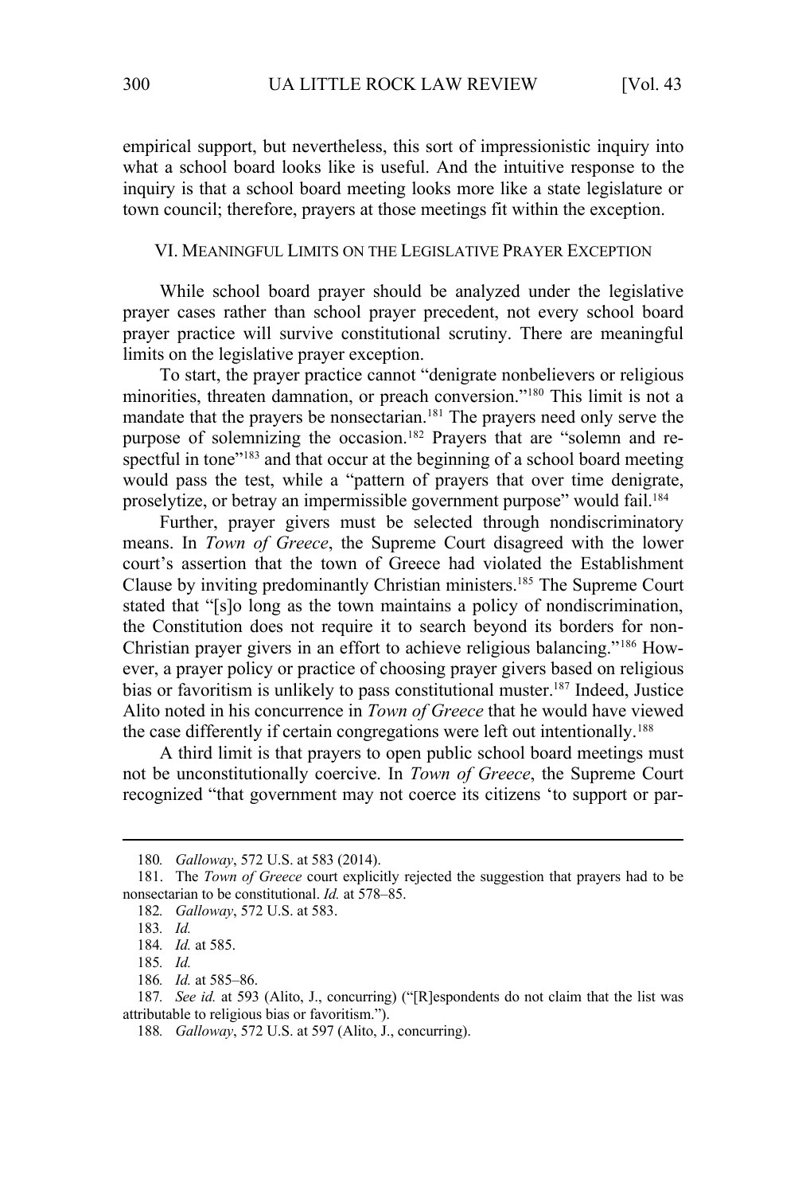empirical support, but nevertheless, this sort of impressionistic inquiry into what a school board looks like is useful. And the intuitive response to the inquiry is that a school board meeting looks more like a state legislature or town council; therefore, prayers at those meetings fit within the exception.

## VI. MEANINGFUL LIMITS ON THE LEGISLATIVE PRAYER EXCEPTION

While school board prayer should be analyzed under the legislative prayer cases rather than school prayer precedent, not every school board prayer practice will survive constitutional scrutiny. There are meaningful limits on the legislative prayer exception.

To start, the prayer practice cannot "denigrate nonbelievers or religious minorities, threaten damnation, or preach conversion."[180] This limit is not a mandate that the prayers be nonsectarian.[181] The prayers need only serve the purpose of solemnizing the occasion.[182] Prayers that are "solemn and respectful in tone"[183] and that occur at the beginning of a school board meeting would pass the test, while a "pattern of prayers that over time denigrate, proselytize, or betray an impermissible government purpose" would fail.[184]

Further, prayer givers must be selected through nondiscriminatory means. In *Town of Greece*, the Supreme Court disagreed with the lower court's assertion that the town of Greece had violated the Establishment Clause by inviting predominantly Christian ministers.[185] The Supreme Court stated that "[s]o long as the town maintains a policy of nondiscrimination, the Constitution does not require it to search beyond its borders for non-Christian prayer givers in an effort to achieve religious balancing."[186] However, a prayer policy or practice of choosing prayer givers based on religious bias or favoritism is unlikely to pass constitutional muster.[187] Indeed, Justice Alito noted in his concurrence in *Town of Greece* that he would have viewed the case differently if certain congregations were left out intentionally.[188]

A third limit is that prayers to open public school board meetings must not be unconstitutionally coercive. In *Town of Greece*, the Supreme Court recognized "that government may not coerce its citizens 'to support or par-

---

180. *Galloway*, 572 U.S. at 583 (2014).

181. The *Town of Greece* court explicitly rejected the suggestion that prayers had to be nonsectarian to be constitutional. *Id.* at 578–85.

182. *Galloway*, 572 U.S. at 583.

183. *Id.*

184. *Id.* at 585.

185. *Id.*

186. *Id.* at 585–86.

187. *See id.* at 593 (Alito, J., concurring) ("[R]espondents do not claim that the list was attributable to religious bias or favoritism.").

188. *Galloway*, 572 U.S. at 597 (Alito, J., concurring).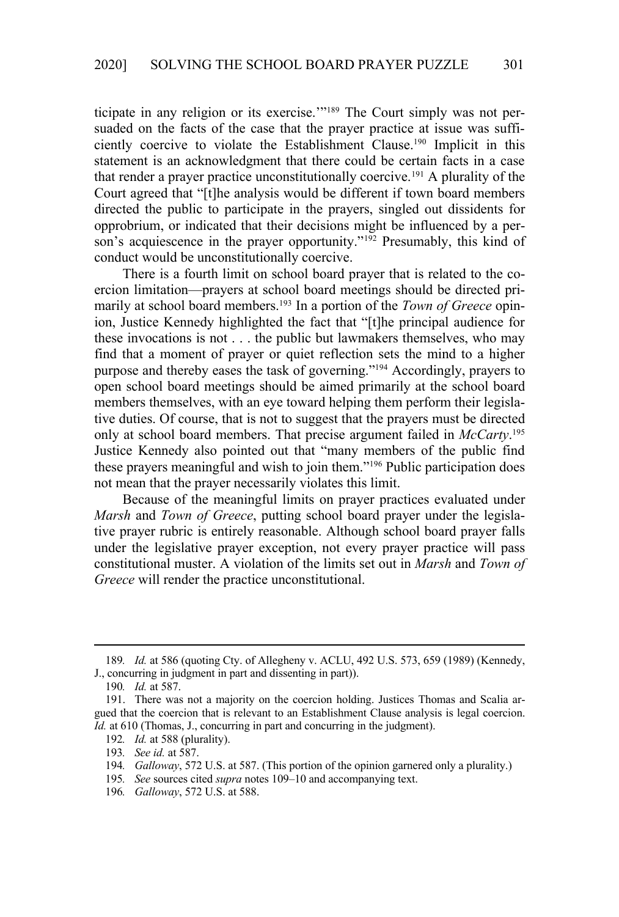ticipate in any religion or its exercise.'"[189] The Court simply was not persuaded on the facts of the case that the prayer practice at issue was sufficiently coercive to violate the Establishment Clause.[190] Implicit in this statement is an acknowledgment that there could be certain facts in a case that render a prayer practice unconstitutionally coercive.[191] A plurality of the Court agreed that "[t]he analysis would be different if town board members directed the public to participate in the prayers, singled out dissidents for opprobrium, or indicated that their decisions might be influenced by a person's acquiescence in the prayer opportunity."[192] Presumably, this kind of conduct would be unconstitutionally coercive.

There is a fourth limit on school board prayer that is related to the coercion limitation—prayers at school board meetings should be directed primarily at school board members.[193] In a portion of the *Town of Greece* opinion, Justice Kennedy highlighted the fact that "[t]he principal audience for these invocations is not . . . the public but lawmakers themselves, who may find that a moment of prayer or quiet reflection sets the mind to a higher purpose and thereby eases the task of governing."[194] Accordingly, prayers to open school board meetings should be aimed primarily at the school board members themselves, with an eye toward helping them perform their legislative duties. Of course, that is not to suggest that the prayers must be directed only at school board members. That precise argument failed in *McCarty*.[195] Justice Kennedy also pointed out that "many members of the public find these prayers meaningful and wish to join them."[196] Public participation does not mean that the prayer necessarily violates this limit.

Because of the meaningful limits on prayer practices evaluated under *Marsh* and *Town of Greece*, putting school board prayer under the legislative prayer rubric is entirely reasonable. Although school board prayer falls under the legislative prayer exception, not every prayer practice will pass constitutional muster. A violation of the limits set out in *Marsh* and *Town of Greece* will render the practice unconstitutional.

---

189. *Id.* at 586 (quoting Cty. of Allegheny v. ACLU, 492 U.S. 573, 659 (1989) (Kennedy, J., concurring in judgment in part and dissenting in part)).

190. *Id.* at 587.

191. There was not a majority on the coercion holding. Justices Thomas and Scalia argued that the coercion that is relevant to an Establishment Clause analysis is legal coercion. *Id.* at 610 (Thomas, J., concurring in part and concurring in the judgment).

192. *Id.* at 588 (plurality).

193. *See id.* at 587.

194. *Galloway*, 572 U.S. at 587. (This portion of the opinion garnered only a plurality.)

195. *See* sources cited *supra* notes 109–10 and accompanying text.

196. *Galloway*, 572 U.S. at 588.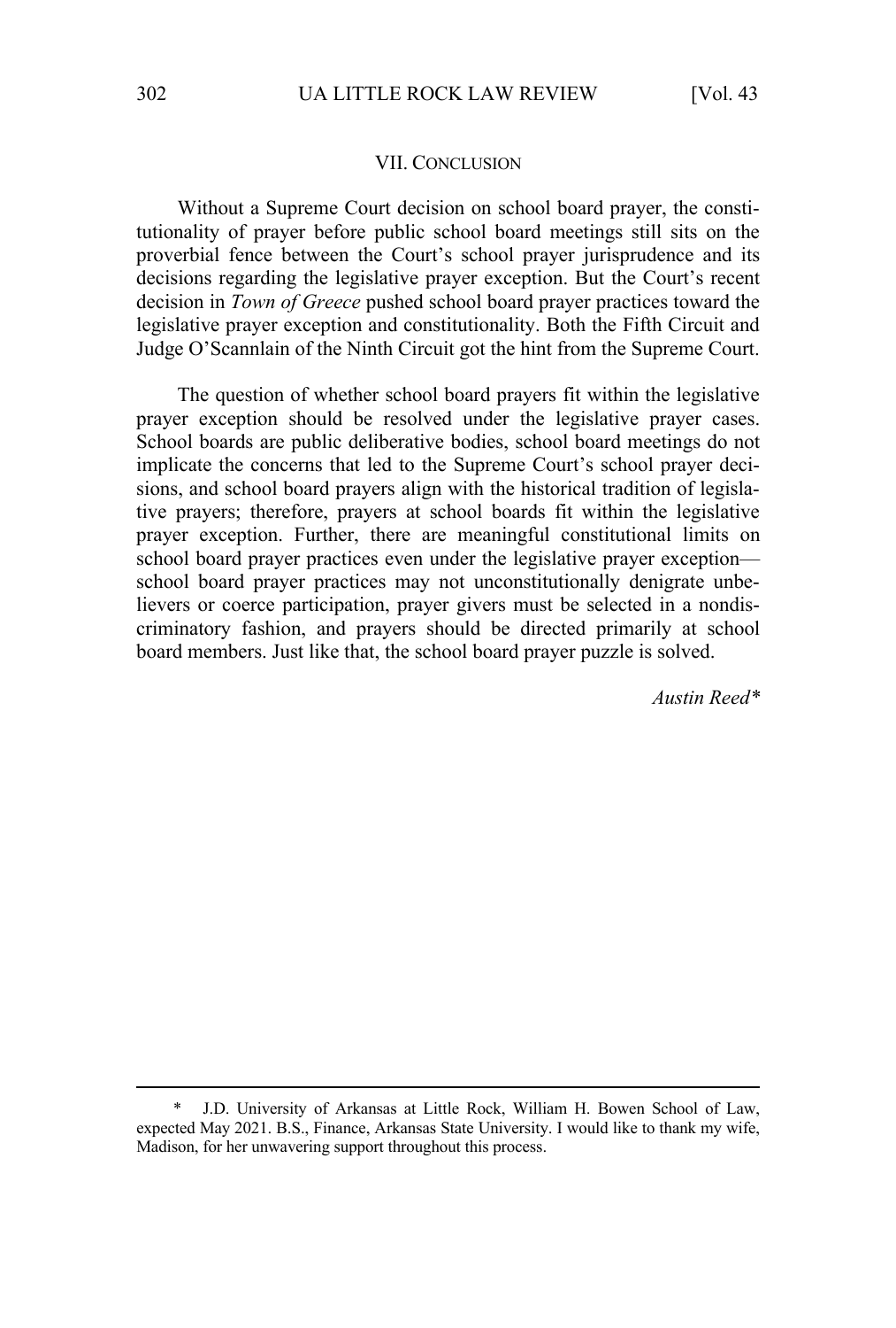## VII. CONCLUSION

Without a Supreme Court decision on school board prayer, the constitutionality of prayer before public school board meetings still sits on the proverbial fence between the Court's school prayer jurisprudence and its decisions regarding the legislative prayer exception. But the Court's recent decision in *Town of Greece* pushed school board prayer practices toward the legislative prayer exception and constitutionality. Both the Fifth Circuit and Judge O'Scannlain of the Ninth Circuit got the hint from the Supreme Court.

The question of whether school board prayers fit within the legislative prayer exception should be resolved under the legislative prayer cases. School boards are public deliberative bodies, school board meetings do not implicate the concerns that led to the Supreme Court's school prayer decisions, and school board prayers align with the historical tradition of legislative prayers; therefore, prayers at school boards fit within the legislative prayer exception. Further, there are meaningful constitutional limits on school board prayer practices even under the legislative prayer exception—school board prayer practices may not unconstitutionally denigrate unbelievers or coerce participation, prayer givers must be selected in a nondiscriminatory fashion, and prayers should be directed primarily at school board members. Just like that, the school board prayer puzzle is solved.

*Austin Reed\**

---

\* J.D. University of Arkansas at Little Rock, William H. Bowen School of Law, expected May 2021. B.S., Finance, Arkansas State University. I would like to thank my wife, Madison, for her unwavering support throughout this process.